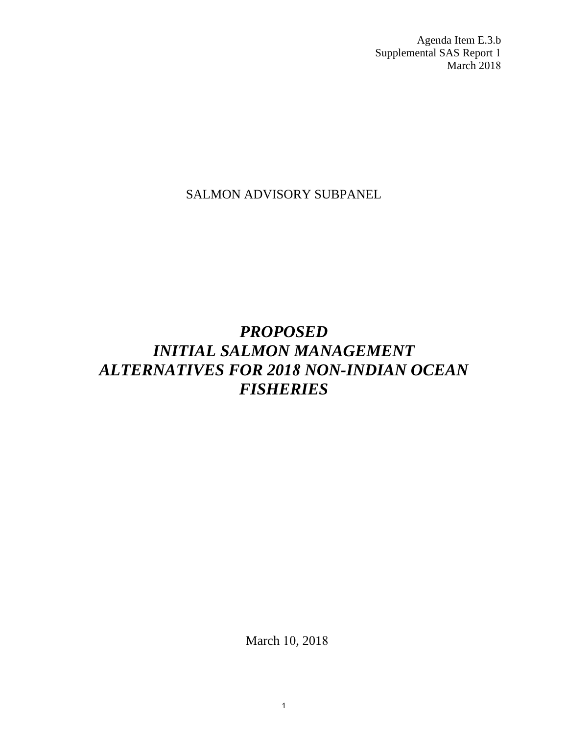Agenda Item E.3.b
Supplemental SAS Report 1
March 2018

SALMON ADVISORY SUBPANEL

# *PROPOSED INITIAL SALMON MANAGEMENT ALTERNATIVES FOR 2018 NON-INDIAN OCEAN FISHERIES*

March 10, 2018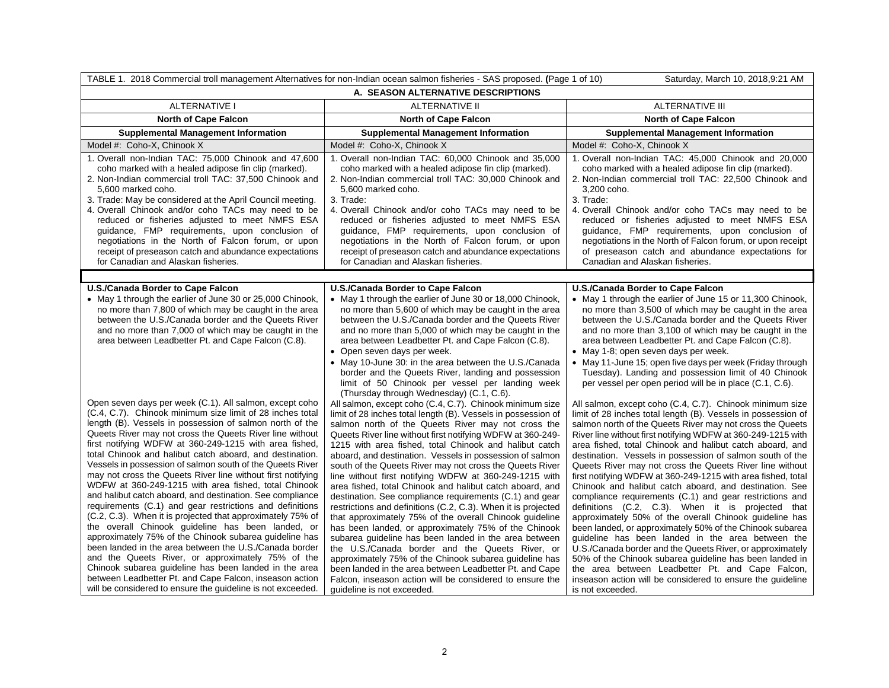| TABLE 1. 2018 Commercial troll management Alternatives for non-Indian ocean salmon fisheries - SAS proposed. (Page 1 of 10) Saturday, March 10, 2018,9:21 AM | | |
|---|---|---|
| **A. SEASON ALTERNATIVE DESCRIPTIONS** | | |
| ALTERNATIVE I | ALTERNATIVE II | ALTERNATIVE III |
| **North of Cape Falcon** | **North of Cape Falcon** | **North of Cape Falcon** |
| **Supplemental Management Information** | **Supplemental Management Information** | **Supplemental Management Information** |
| Model #: Coho-X, Chinook X | Model #: Coho-X, Chinook X | Model #: Coho-X, Chinook X |
| 1. Overall non-Indian TAC: 75,000 Chinook and 47,600 coho marked with a healed adipose fin clip (marked).<br>2. Non-Indian commercial troll TAC: 37,500 Chinook and 5,600 marked coho.<br>3. Trade: May be considered at the April Council meeting.<br>4. Overall Chinook and/or coho TACs may need to be reduced or fisheries adjusted to meet NMFS ESA guidance, FMP requirements, upon conclusion of negotiations in the North of Falcon forum, or upon receipt of preseason catch and abundance expectations for Canadian and Alaskan fisheries. | 1. Overall non-Indian TAC: 60,000 Chinook and 35,000 coho marked with a healed adipose fin clip (marked).<br>2. Non-Indian commercial troll TAC: 30,000 Chinook and 5,600 marked coho.<br>3. Trade:<br>4. Overall Chinook and/or coho TACs may need to be reduced or fisheries adjusted to meet NMFS ESA guidance, FMP requirements, upon conclusion of negotiations in the North of Falcon forum, or upon receipt of preseason catch and abundance expectations for Canadian and Alaskan fisheries. | 1. Overall non-Indian TAC: 45,000 Chinook and 20,000 coho marked with a healed adipose fin clip (marked).<br>2. Non-Indian commercial troll TAC: 22,500 Chinook and 3,200 coho.<br>3. Trade:<br>4. Overall Chinook and/or coho TACs may need to be reduced or fisheries adjusted to meet NMFS ESA guidance, FMP requirements, upon conclusion of negotiations in the North of Falcon forum, or upon receipt of preseason catch and abundance expectations for Canadian and Alaskan fisheries. |
| **U.S./Canada Border to Cape Falcon**<br>• May 1 through the earlier of June 30 or 25,000 Chinook, no more than 7,800 of which may be caught in the area between the U.S./Canada border and the Queets River and no more than 7,000 of which may be caught in the area between Leadbetter Pt. and Cape Falcon (C.8). | **U.S./Canada Border to Cape Falcon**<br>• May 1 through the earlier of June 30 or 18,000 Chinook, no more than 5,600 of which may be caught in the area between the U.S./Canada border and the Queets River and no more than 5,000 of which may be caught in the area between Leadbetter Pt. and Cape Falcon (C.8).<br>• Open seven days per week.<br>• May 10-June 30: in the area between the U.S./Canada border and the Queets River, landing and possession limit of 50 Chinook per vessel per landing week (Thursday through Wednesday) (C.1, C.6). | **U.S./Canada Border to Cape Falcon**<br>• May 1 through the earlier of June 15 or 11,300 Chinook, no more than 3,500 of which may be caught in the area between the U.S./Canada border and the Queets River and no more than 3,100 of which may be caught in the area between Leadbetter Pt. and Cape Falcon (C.8).<br>• May 1-8; open seven days per week.<br>• May 11-June 15; open five days per week (Friday through Tuesday). Landing and possession limit of 40 Chinook per vessel per open period will be in place (C.1, C.6). |
| Open seven days per week (C.1). All salmon, except coho (C.4, C.7). Chinook minimum size limit of 28 inches total length (B). Vessels in possession of salmon north of the Queets River may not cross the Queets River line without first notifying WDFW at 360-249-1215 with area fished, total Chinook and halibut catch aboard, and destination. Vessels in possession of salmon south of the Queets River may not cross the Queets River line without first notifying WDFW at 360-249-1215 with area fished, total Chinook and halibut catch aboard, and destination. See compliance requirements (C.1) and gear restrictions and definitions (C.2, C.3). When it is projected that approximately 75% of the overall Chinook guideline has been landed, or approximately 75% of the Chinook subarea guideline has been landed in the area between the U.S./Canada border and the Queets River, or approximately 75% of the Chinook subarea guideline has been landed in the area between Leadbetter Pt. and Cape Falcon, inseason action will be considered to ensure the guideline is not exceeded. | All salmon, except coho (C.4, C.7). Chinook minimum size limit of 28 inches total length (B). Vessels in possession of salmon north of the Queets River may not cross the Queets River line without first notifying WDFW at 360-249-1215 with area fished, total Chinook and halibut catch aboard, and destination. Vessels in possession of salmon south of the Queets River may not cross the Queets River line without first notifying WDFW at 360-249-1215 with area fished, total Chinook and halibut catch aboard, and destination. See compliance requirements (C.1) and gear restrictions and definitions (C.2, C.3). When it is projected that approximately 75% of the overall Chinook guideline has been landed, or approximately 75% of the Chinook subarea guideline has been landed in the area between the U.S./Canada border and the Queets River, or approximately 75% of the Chinook subarea guideline has been landed in the area between Leadbetter Pt. and Cape Falcon, inseason action will be considered to ensure the guideline is not exceeded. | All salmon, except coho (C.4, C.7). Chinook minimum size limit of 28 inches total length (B). Vessels in possession of salmon north of the Queets River may not cross the Queets River line without first notifying WDFW at 360-249-1215 with area fished, total Chinook and halibut catch aboard, and destination. Vessels in possession of salmon south of the Queets River may not cross the Queets River line without first notifying WDFW at 360-249-1215 with area fished, total Chinook and halibut catch aboard, and destination. See compliance requirements (C.1) and gear restrictions and definitions (C.2, C.3). When it is projected that approximately 50% of the overall Chinook guideline has been landed, or approximately 50% of the Chinook subarea guideline has been landed in the area between the U.S./Canada border and the Queets River, or approximately 50% of the Chinook subarea guideline has been landed in the area between Leadbetter Pt. and Cape Falcon, inseason action will be considered to ensure the guideline is not exceeded. |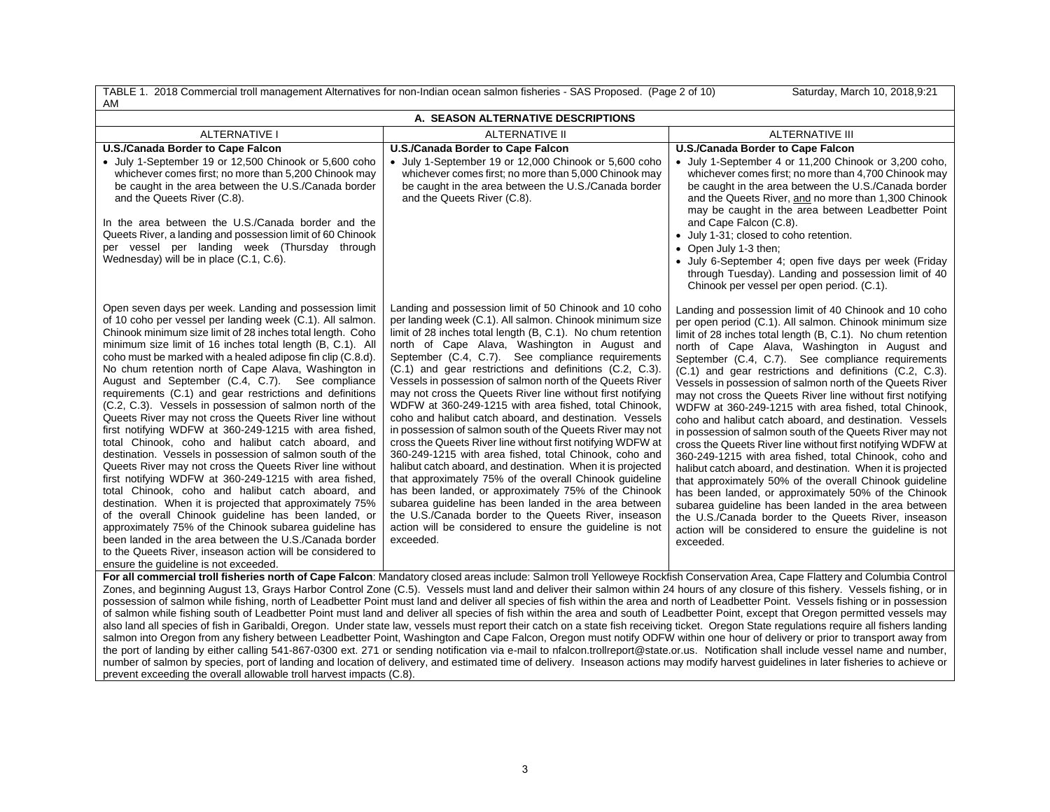TABLE 1. 2018 Commercial troll management Alternatives for non-Indian ocean salmon fisheries - SAS Proposed. (Page 2 of 10) Saturday, March 10, 2018,9:21 AM

| A. SEASON ALTERNATIVE DESCRIPTIONS | | |
|---|---|---|
| ALTERNATIVE I | ALTERNATIVE II | ALTERNATIVE III |
| **U.S./Canada Border to Cape Falcon**<br>• July 1-September 19 or 12,500 Chinook or 5,600 coho whichever comes first; no more than 5,200 Chinook may be caught in the area between the U.S./Canada border and the Queets River (C.8).<br><br>In the area between the U.S./Canada border and the Queets River, a landing and possession limit of 60 Chinook per vessel per landing week (Thursday through Wednesday) will be in place (C.1, C.6). | **U.S./Canada Border to Cape Falcon**<br>• July 1-September 19 or 12,000 Chinook or 5,600 coho whichever comes first; no more than 5,000 Chinook may be caught in the area between the U.S./Canada border and the Queets River (C.8). | **U.S./Canada Border to Cape Falcon**<br>• July 1-September 4 or 11,200 Chinook or 3,200 coho, whichever comes first; no more than 4,700 Chinook may be caught in the area between the U.S./Canada border and the Queets River, and no more than 1,300 Chinook may be caught in the area between Leadbetter Point and Cape Falcon (C.8).<br>• July 1-31; closed to coho retention.<br>• Open July 1-3 then;<br>• July 6-September 4; open five days per week (Friday through Tuesday). Landing and possession limit of 40 Chinook per vessel per open period. (C.1). |
| Open seven days per week. Landing and possession limit of 10 coho per vessel per landing week (C.1). All salmon. Chinook minimum size limit of 28 inches total length. Coho minimum size limit of 16 inches total length (B, C.1). All coho must be marked with a healed adipose fin clip (C.8.d). No chum retention north of Cape Alava, Washington in August and September (C.4, C.7). See compliance requirements (C.1) and gear restrictions and definitions (C.2, C.3). Vessels in possession of salmon north of the Queets River may not cross the Queets River line without first notifying WDFW at 360-249-1215 with area fished, total Chinook, coho and halibut catch aboard, and destination. Vessels in possession of salmon south of the Queets River may not cross the Queets River line without first notifying WDFW at 360-249-1215 with area fished, total Chinook, coho and halibut catch aboard, and destination. When it is projected that approximately 75% of the overall Chinook guideline has been landed, or approximately 75% of the Chinook subarea guideline has been landed in the area between the U.S./Canada border to the Queets River, inseason action will be considered to ensure the guideline is not exceeded. | Landing and possession limit of 50 Chinook and 10 coho per landing week (C.1). All salmon. Chinook minimum size limit of 28 inches total length (B, C.1). No chum retention north of Cape Alava, Washington in August and September (C.4, C.7). See compliance requirements (C.1) and gear restrictions and definitions (C.2, C.3). Vessels in possession of salmon north of the Queets River may not cross the Queets River line without first notifying WDFW at 360-249-1215 with area fished, total Chinook, coho and halibut catch aboard, and destination. Vessels in possession of salmon south of the Queets River may not cross the Queets River line without first notifying WDFW at 360-249-1215 with area fished, total Chinook, coho and halibut catch aboard, and destination. When it is projected that approximately 75% of the overall Chinook guideline has been landed, or approximately 75% of the Chinook subarea guideline has been landed in the area between the U.S./Canada border to the Queets River, inseason action will be considered to ensure the guideline is not exceeded. | Landing and possession limit of 40 Chinook and 10 coho per open period (C.1). All salmon. Chinook minimum size limit of 28 inches total length (B, C.1). No chum retention north of Cape Alava, Washington in August and September (C.4, C.7). See compliance requirements (C.1) and gear restrictions and definitions (C.2, C.3). Vessels in possession of salmon north of the Queets River may not cross the Queets River line without first notifying WDFW at 360-249-1215 with area fished, total Chinook, coho and halibut catch aboard, and destination. Vessels in possession of salmon south of the Queets River may not cross the Queets River line without first notifying WDFW at 360-249-1215 with area fished, total Chinook, coho and halibut catch aboard, and destination. When it is projected that approximately 50% of the overall Chinook guideline has been landed, or approximately 50% of the Chinook subarea guideline has been landed in the area between the U.S./Canada border to the Queets River, inseason action will be considered to ensure the guideline is not exceeded. |
| **For all commercial troll fisheries north of Cape Falcon**: Mandatory closed areas include: Salmon troll Yelloweye Rockfish Conservation Area, Cape Flattery and Columbia Control Zones, and beginning August 13, Grays Harbor Control Zone (C.5). Vessels must land and deliver their salmon within 24 hours of any closure of this fishery. Vessels fishing, or in possession of salmon while fishing, north of Leadbetter Point must land and deliver all species of fish within the area and north of Leadbetter Point. Vessels fishing or in possession of salmon while fishing south of Leadbetter Point must land and deliver all species of fish within the area and south of Leadbetter Point, except that Oregon permitted vessels may also land all species of fish in Garibaldi, Oregon. Under state law, vessels must report their catch on a state fish receiving ticket. Oregon State regulations require all fishers landing salmon into Oregon from any fishery between Leadbetter Point, Washington and Cape Falcon, Oregon must notify ODFW within one hour of delivery or prior to transport away from the port of landing by either calling 541-867-0300 ext. 271 or sending notification via e-mail to nfalcon.trollreport@state.or.us. Notification shall include vessel name and number, number of salmon by species, port of landing and location of delivery, and estimated time of delivery. Inseason actions may modify harvest guidelines in later fisheries to achieve or prevent exceeding the overall allowable troll harvest impacts (C.8). | | |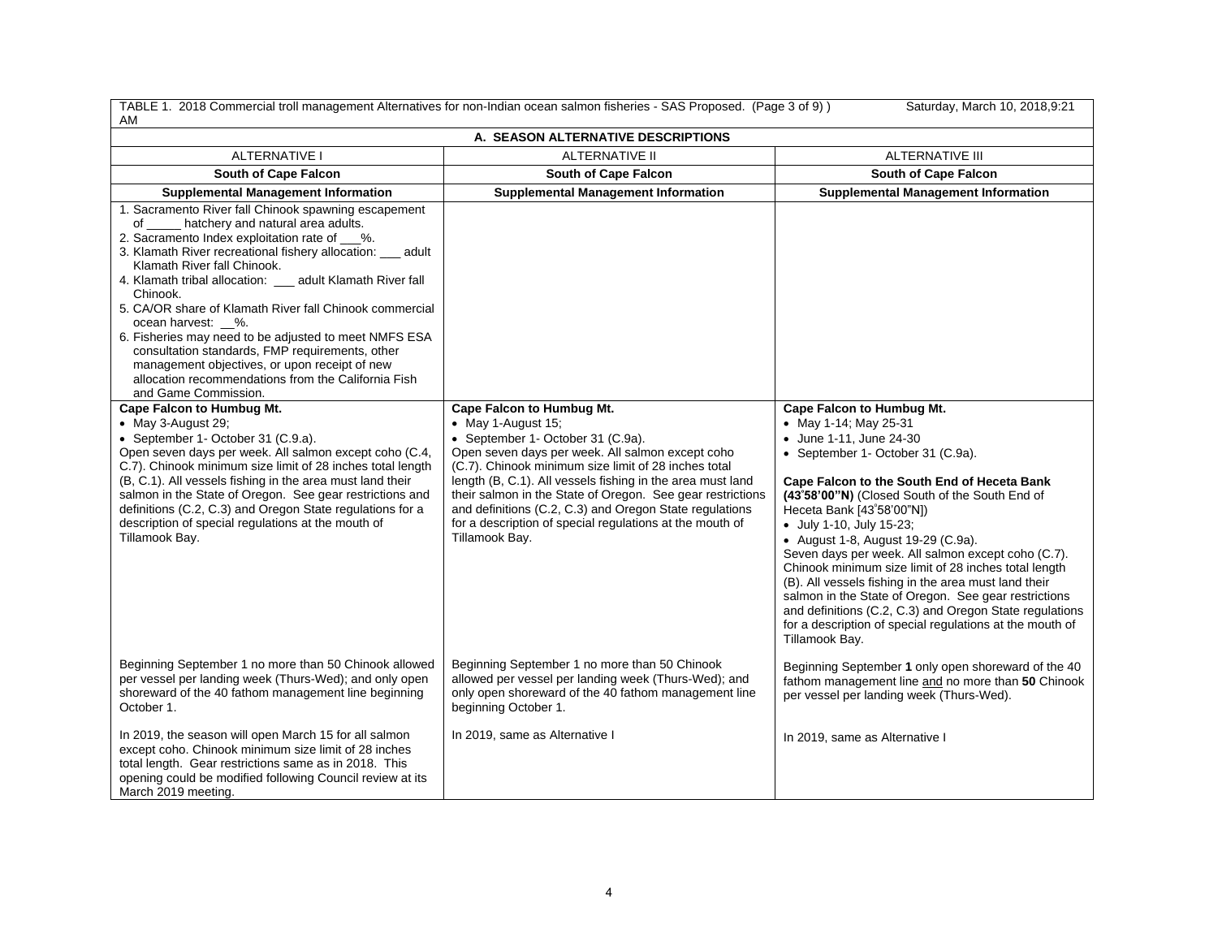| TABLE 1. 2018 Commercial troll management Alternatives for non-Indian ocean salmon fisheries - SAS Proposed. (Page 3 of 9) ) Saturday, March 10, 2018,9:21 AM | | |
|---|---|---|
| **A. SEASON ALTERNATIVE DESCRIPTIONS** | | |
| ALTERNATIVE I | ALTERNATIVE II | ALTERNATIVE III |
| **South of Cape Falcon** | **South of Cape Falcon** | **South of Cape Falcon** |
| **Supplemental Management Information** | **Supplemental Management Information** | **Supplemental Management Information** |
| 1. Sacramento River fall Chinook spawning escapement of _____ hatchery and natural area adults.<br>2. Sacramento Index exploitation rate of ___%.<br>3. Klamath River recreational fishery allocation: ___ adult Klamath River fall Chinook.<br>4. Klamath tribal allocation: ___ adult Klamath River fall Chinook.<br>5. CA/OR share of Klamath River fall Chinook commercial ocean harvest: __%.<br>6. Fisheries may need to be adjusted to meet NMFS ESA consultation standards, FMP requirements, other management objectives, or upon receipt of new allocation recommendations from the California Fish and Game Commission. | | |
| **Cape Falcon to Humbug Mt.**<br>• May 3-August 29;<br>• September 1- October 31 (C.9.a).<br>Open seven days per week. All salmon except coho (C.4, C.7). Chinook minimum size limit of 28 inches total length (B, C.1). All vessels fishing in the area must land their salmon in the State of Oregon. See gear restrictions and definitions (C.2, C.3) and Oregon State regulations for a description of special regulations at the mouth of Tillamook Bay. | **Cape Falcon to Humbug Mt.**<br>• May 1-August 15;<br>• September 1- October 31 (C.9a).<br>Open seven days per week. All salmon except coho (C.7). Chinook minimum size limit of 28 inches total length (B, C.1). All vessels fishing in the area must land their salmon in the State of Oregon. See gear restrictions and definitions (C.2, C.3) and Oregon State regulations for a description of special regulations at the mouth of Tillamook Bay. | **Cape Falcon to Humbug Mt.**<br>• May 1-14; May 25-31<br>• June 1-11, June 24-30<br>• September 1- October 31 (C.9a).<br><br>**Cape Falcon to the South End of Heceta Bank (43˚58'00"N)** (Closed South of the South End of Heceta Bank [43˚58'00"N])<br>• July 1-10, July 15-23;<br>• August 1-8, August 19-29 (C.9a).<br>Seven days per week. All salmon except coho (C.7). Chinook minimum size limit of 28 inches total length (B). All vessels fishing in the area must land their salmon in the State of Oregon. See gear restrictions and definitions (C.2, C.3) and Oregon State regulations for a description of special regulations at the mouth of Tillamook Bay. |
| Beginning September 1 no more than 50 Chinook allowed per vessel per landing week (Thurs-Wed); and only open shoreward of the 40 fathom management line beginning October 1.<br><br>In 2019, the season will open March 15 for all salmon except coho. Chinook minimum size limit of 28 inches total length. Gear restrictions same as in 2018. This opening could be modified following Council review at its March 2019 meeting. | Beginning September 1 no more than 50 Chinook allowed per vessel per landing week (Thurs-Wed); and only open shoreward of the 40 fathom management line beginning October 1.<br><br>In 2019, same as Alternative I | Beginning September **1** only open shoreward of the 40 fathom management line and no more than **50** Chinook per vessel per landing week (Thurs-Wed).<br><br>In 2019, same as Alternative I |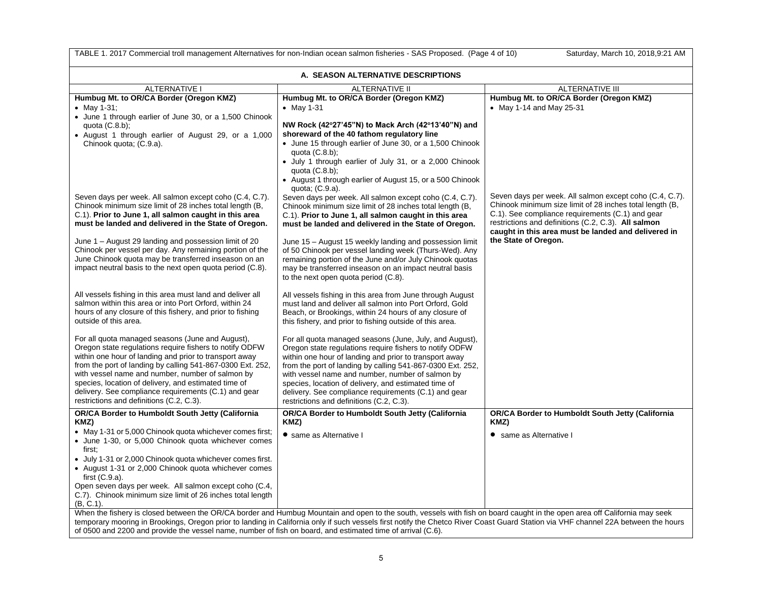TABLE 1. 2017 Commercial troll management Alternatives for non-Indian ocean salmon fisheries - SAS Proposed. (Page 4 of 10) Saturday, March 10, 2018,9:21 AM

**A. SEASON ALTERNATIVE DESCRIPTIONS**

| ALTERNATIVE I | ALTERNATIVE II | ALTERNATIVE III |
|---|---|---|
| **Humbug Mt. to OR/CA Border (Oregon KMZ)**<br>• May 1-31;<br>• June 1 through earlier of June 30, or a 1,500 Chinook quota (C.8.b);<br>• August 1 through earlier of August 29, or a 1,000 Chinook quota; (C.9.a).<br><br>Seven days per week. All salmon except coho (C.4, C.7). Chinook minimum size limit of 28 inches total length (B, C.1). **Prior to June 1, all salmon caught in this area must be landed and delivered in the State of Oregon.**<br><br>June 1 – August 29 landing and possession limit of 20 Chinook per vessel per day. Any remaining portion of the June Chinook quota may be transferred inseason on an impact neutral basis to the next open quota period (C.8).<br><br>All vessels fishing in this area must land and deliver all salmon within this area or into Port Orford, within 24 hours of any closure of this fishery, and prior to fishing outside of this area.<br><br>For all quota managed seasons (June and August), Oregon state regulations require fishers to notify ODFW within one hour of landing and prior to transport away from the port of landing by calling 541-867-0300 Ext. 252, with vessel name and number, number of salmon by species, location of delivery, and estimated time of delivery. See compliance requirements (C.1) and gear restrictions and definitions (C.2, C.3). | **Humbug Mt. to OR/CA Border (Oregon KMZ)**<br>• May 1-31<br><br>**NW Rock (42°27'45"N) to Mack Arch (42°13'40"N) and shoreward of the 40 fathom regulatory line**<br>• June 15 through earlier of June 30, or a 1,500 Chinook quota (C.8.b);<br>• July 1 through earlier of July 31, or a 2,000 Chinook quota (C.8.b);<br>• August 1 through earlier of August 15, or a 500 Chinook quota; (C.9.a).<br><br>Seven days per week. All salmon except coho (C.4, C.7). Chinook minimum size limit of 28 inches total length (B, C.1). **Prior to June 1, all salmon caught in this area must be landed and delivered in the State of Oregon.**<br><br>June 15 – August 15 weekly landing and possession limit of 50 Chinook per vessel landing week (Thurs-Wed). Any remaining portion of the June and/or July Chinook quotas may be transferred inseason on an impact neutral basis to the next open quota period (C.8).<br><br>All vessels fishing in this area from June through August must land and deliver all salmon into Port Orford, Gold Beach, or Brookings, within 24 hours of any closure of this fishery, and prior to fishing outside of this area.<br><br>For all quota managed seasons (June, July, and August), Oregon state regulations require fishers to notify ODFW within one hour of landing and prior to transport away from the port of landing by calling 541-867-0300 Ext. 252, with vessel name and number, number of salmon by species, location of delivery, and estimated time of delivery. See compliance requirements (C.1) and gear restrictions and definitions (C.2, C.3). | **Humbug Mt. to OR/CA Border (Oregon KMZ)**<br>• May 1-14 and May 25-31<br><br>Seven days per week. All salmon except coho (C.4, C.7). Chinook minimum size limit of 28 inches total length (B, C.1). See compliance requirements (C.1) and gear restrictions and definitions (C.2, C.3). **All salmon caught in this area must be landed and delivered in the State of Oregon.** |
| **OR/CA Border to Humboldt South Jetty (California KMZ)**<br>• May 1-31 or 5,000 Chinook quota whichever comes first;<br>• June 1-30, or 5,000 Chinook quota whichever comes first;<br>• July 1-31 or 2,000 Chinook quota whichever comes first.<br>• August 1-31 or 2,000 Chinook quota whichever comes first (C.9.a).<br>Open seven days per week. All salmon except coho (C.4, C.7). Chinook minimum size limit of 26 inches total length (B, C.1). | **OR/CA Border to Humboldt South Jetty (California KMZ)**<br>• same as Alternative I | **OR/CA Border to Humboldt South Jetty (California KMZ)**<br>• same as Alternative I |

When the fishery is closed between the OR/CA border and Humbug Mountain and open to the south, vessels with fish on board caught in the open area off California may seek temporary mooring in Brookings, Oregon prior to landing in California only if such vessels first notify the Chetco River Coast Guard Station via VHF channel 22A between the hours of 0500 and 2200 and provide the vessel name, number of fish on board, and estimated time of arrival (C.6).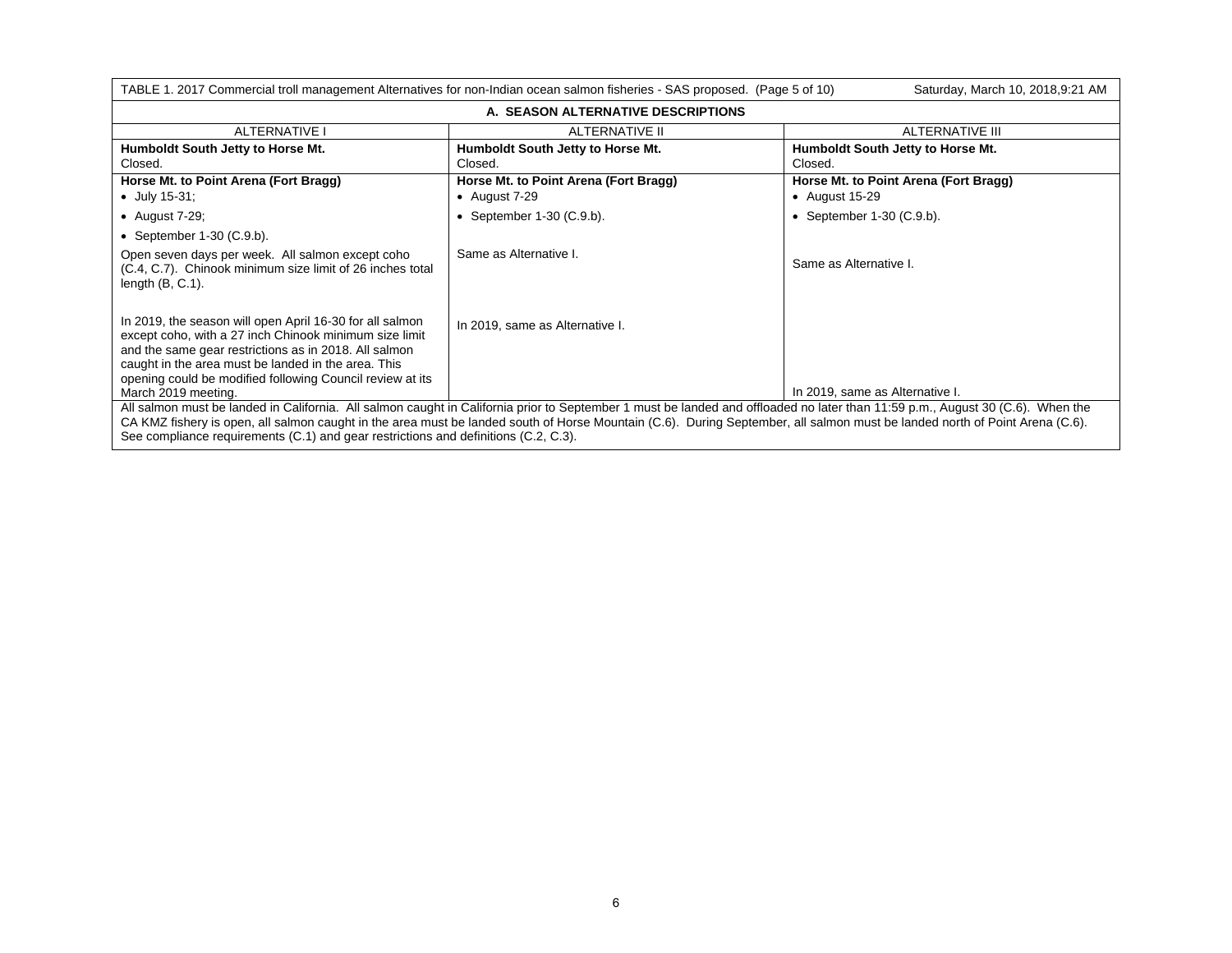TABLE 1. 2017 Commercial troll management Alternatives for non-Indian ocean salmon fisheries - SAS proposed. (Page 5 of 10) Saturday, March 10, 2018,9:21 AM

**A. SEASON ALTERNATIVE DESCRIPTIONS**

| ALTERNATIVE I | ALTERNATIVE II | ALTERNATIVE III |
|---|---|---|
| **Humboldt South Jetty to Horse Mt.**<br>Closed. | **Humboldt South Jetty to Horse Mt.**<br>Closed. | **Humboldt South Jetty to Horse Mt.**<br>Closed. |
| **Horse Mt. to Point Arena (Fort Bragg)**<br>• July 15-31;<br>• August 7-29;<br>• September 1-30 (C.9.b).<br><br>Open seven days per week. All salmon except coho (C.4, C.7). Chinook minimum size limit of 26 inches total length (B, C.1).<br><br>In 2019, the season will open April 16-30 for all salmon except coho, with a 27 inch Chinook minimum size limit and the same gear restrictions as in 2018. All salmon caught in the area must be landed in the area. This opening could be modified following Council review at its March 2019 meeting. | **Horse Mt. to Point Arena (Fort Bragg)**<br>• August 7-29<br>• September 1-30 (C.9.b).<br><br>Same as Alternative I.<br><br>In 2019, same as Alternative I. | **Horse Mt. to Point Arena (Fort Bragg)**<br>• August 15-29<br>• September 1-30 (C.9.b).<br><br>Same as Alternative I.<br><br>In 2019, same as Alternative I. |

All salmon must be landed in California. All salmon caught in California prior to September 1 must be landed and offloaded no later than 11:59 p.m., August 30 (C.6). When the CA KMZ fishery is open, all salmon caught in the area must be landed south of Horse Mountain (C.6). During September, all salmon must be landed north of Point Arena (C.6). See compliance requirements (C.1) and gear restrictions and definitions (C.2, C.3).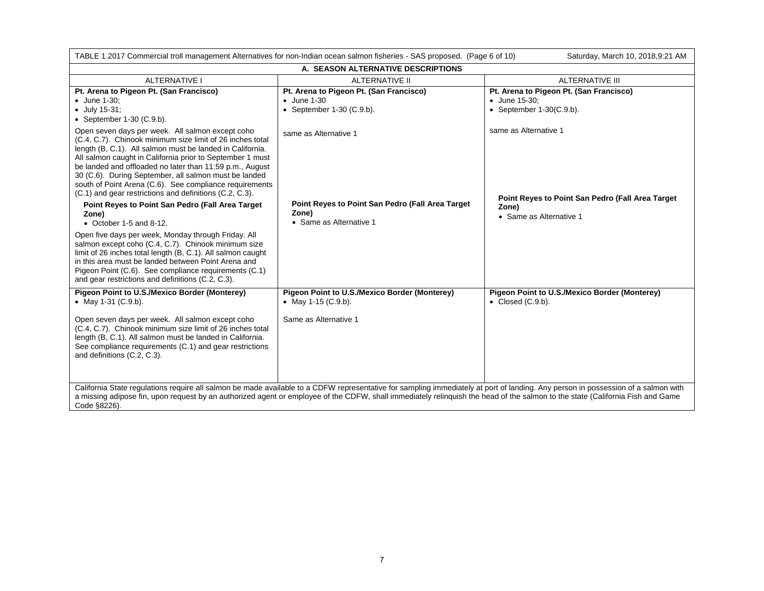| TABLE 1.2017 Commercial troll management Alternatives for non-Indian ocean salmon fisheries - SAS proposed. (Page 6 of 10) Saturday, March 10, 2018,9:21 AM | | |
|---|---|---|
| **A. SEASON ALTERNATIVE DESCRIPTIONS** | | |
| ALTERNATIVE I | ALTERNATIVE II | ALTERNATIVE III |
| **Pt. Arena to Pigeon Pt. (San Francisco)**<br>• June 1-30;<br>• July 15-31;<br>• September 1-30 (C.9.b).<br><br>Open seven days per week. All salmon except coho (C.4, C.7). Chinook minimum size limit of 26 inches total length (B, C.1). All salmon must be landed in California. All salmon caught in California prior to September 1 must be landed and offloaded no later than 11:59 p.m., August 30 (C.6). During September, all salmon must be landed south of Point Arena (C.6). See compliance requirements (C.1) and gear restrictions and definitions (C.2, C.3).<br><br>**Point Reyes to Point San Pedro (Fall Area Target Zone)**<br>• October 1-5 and 8-12.<br><br>Open five days per week, Monday through Friday. All salmon except coho (C.4, C.7). Chinook minimum size limit of 26 inches total length (B, C.1). All salmon caught in this area must be landed between Point Arena and Pigeon Point (C.6). See compliance requirements (C.1) and gear restrictions and definitions (C.2, C.3). | **Pt. Arena to Pigeon Pt. (San Francisco)**<br>• June 1-30<br>• September 1-30 (C.9.b).<br><br>same as Alternative 1<br><br>**Point Reyes to Point San Pedro (Fall Area Target Zone)**<br>• Same as Alternative 1 | **Pt. Arena to Pigeon Pt. (San Francisco)**<br>• June 15-30;<br>• September 1-30(C.9.b).<br><br>same as Alternative 1<br><br>**Point Reyes to Point San Pedro (Fall Area Target Zone)**<br>• Same as Alternative 1 |
| **Pigeon Point to U.S./Mexico Border (Monterey)**<br>• May 1-31 (C.9.b).<br><br>Open seven days per week. All salmon except coho (C.4, C.7). Chinook minimum size limit of 26 inches total length (B, C.1). All salmon must be landed in California. See compliance requirements (C.1) and gear restrictions and definitions (C.2, C.3). | **Pigeon Point to U.S./Mexico Border (Monterey)**<br>• May 1-15 (C.9.b).<br><br>Same as Alternative 1 | **Pigeon Point to U.S./Mexico Border (Monterey)**<br>• Closed (C.9.b). |
| California State regulations require all salmon be made available to a CDFW representative for sampling immediately at port of landing. Any person in possession of a salmon with a missing adipose fin, upon request by an authorized agent or employee of the CDFW, shall immediately relinquish the head of the salmon to the state (California Fish and Game Code §8226). | | |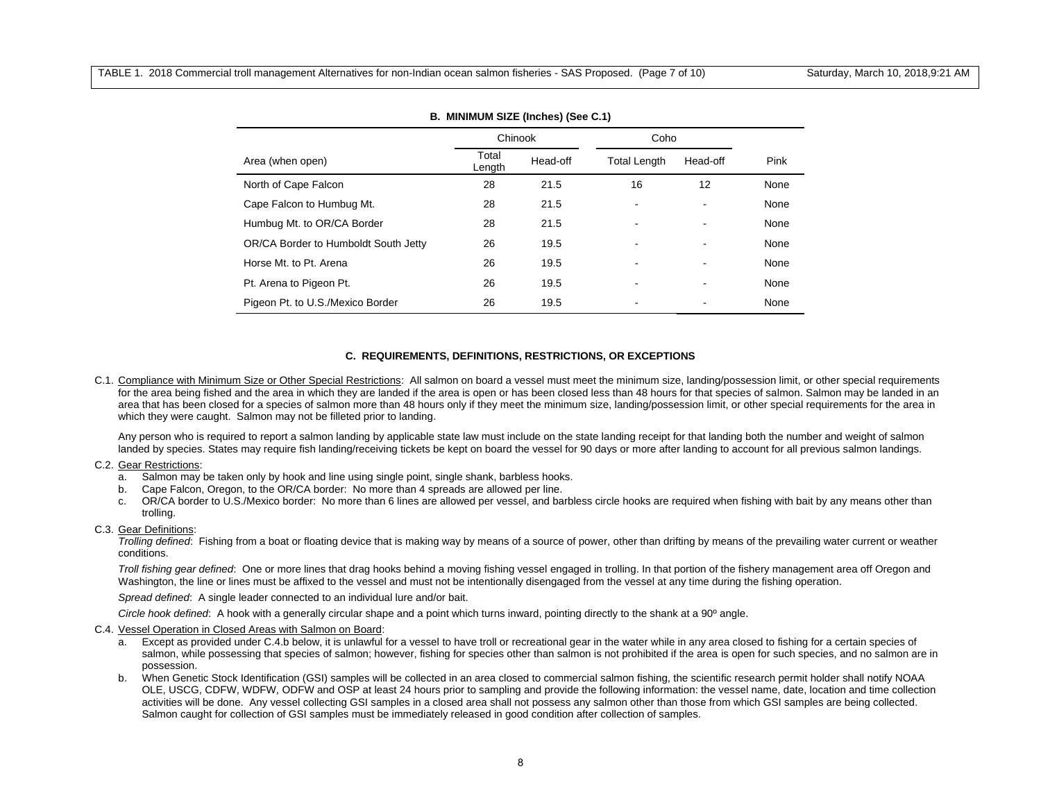### B. MINIMUM SIZE (Inches) (See C.1)

| Area (when open) | Chinook | | Coho | | Pink |
|---|---|---|---|---|---|
| | Total Length | Head-off | Total Length | Head-off | |
| North of Cape Falcon | 28 | 21.5 | 16 | 12 | None |
| Cape Falcon to Humbug Mt. | 28 | 21.5 | - | - | None |
| Humbug Mt. to OR/CA Border | 28 | 21.5 | - | - | None |
| OR/CA Border to Humboldt South Jetty | 26 | 19.5 | - | - | None |
| Horse Mt. to Pt. Arena | 26 | 19.5 | - | - | None |
| Pt. Arena to Pigeon Pt. | 26 | 19.5 | - | - | None |
| Pigeon Pt. to U.S./Mexico Border | 26 | 19.5 | - | - | None |

### C. REQUIREMENTS, DEFINITIONS, RESTRICTIONS, OR EXCEPTIONS

C.1. Compliance with Minimum Size or Other Special Restrictions: All salmon on board a vessel must meet the minimum size, landing/possession limit, or other special requirements for the area being fished and the area in which they are landed if the area is open or has been closed less than 48 hours for that species of salmon. Salmon may be landed in an area that has been closed for a species of salmon more than 48 hours only if they meet the minimum size, landing/possession limit, or other special requirements for the area in which they were caught. Salmon may not be filleted prior to landing.

Any person who is required to report a salmon landing by applicable state law must include on the state landing receipt for that landing both the number and weight of salmon landed by species. States may require fish landing/receiving tickets be kept on board the vessel for 90 days or more after landing to account for all previous salmon landings.

C.2. Gear Restrictions:

a. Salmon may be taken only by hook and line using single point, single shank, barbless hooks.
b. Cape Falcon, Oregon, to the OR/CA border: No more than 4 spreads are allowed per line.
c. OR/CA border to U.S./Mexico border: No more than 6 lines are allowed per vessel, and barbless circle hooks are required when fishing with bait by any means other than trolling.

C.3. Gear Definitions:

*Trolling defined*: Fishing from a boat or floating device that is making way by means of a source of power, other than drifting by means of the prevailing water current or weather conditions.

*Troll fishing gear defined*: One or more lines that drag hooks behind a moving fishing vessel engaged in trolling. In that portion of the fishery management area off Oregon and Washington, the line or lines must be affixed to the vessel and must not be intentionally disengaged from the vessel at any time during the fishing operation.

*Spread defined*: A single leader connected to an individual lure and/or bait.

*Circle hook defined*: A hook with a generally circular shape and a point which turns inward, pointing directly to the shank at a 90º angle.

C.4. Vessel Operation in Closed Areas with Salmon on Board:

a. Except as provided under C.4.b below, it is unlawful for a vessel to have troll or recreational gear in the water while in any area closed to fishing for a certain species of salmon, while possessing that species of salmon; however, fishing for species other than salmon is not prohibited if the area is open for such species, and no salmon are in possession.
b. When Genetic Stock Identification (GSI) samples will be collected in an area closed to commercial salmon fishing, the scientific research permit holder shall notify NOAA OLE, USCG, CDFW, WDFW, ODFW and OSP at least 24 hours prior to sampling and provide the following information: the vessel name, date, location and time collection activities will be done. Any vessel collecting GSI samples in a closed area shall not possess any salmon other than those from which GSI samples are being collected. Salmon caught for collection of GSI samples must be immediately released in good condition after collection of samples.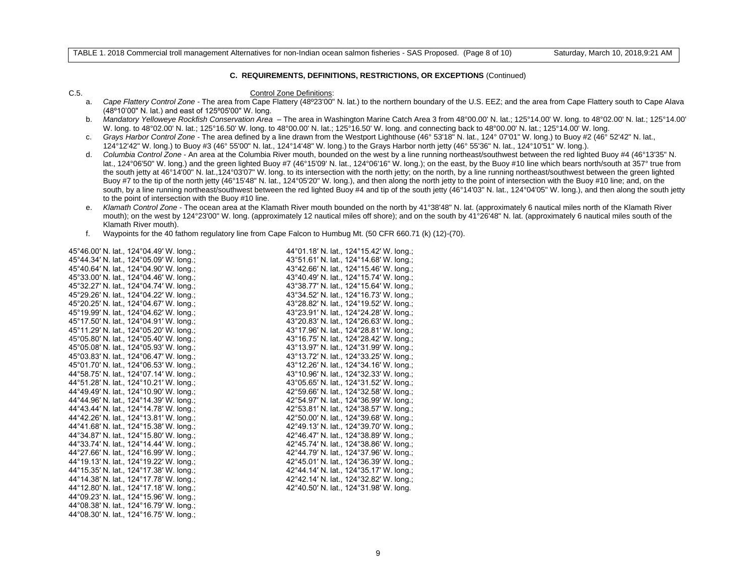### C. REQUIREMENTS, DEFINITIONS, RESTRICTIONS, OR EXCEPTIONS (Continued)

C.5. Control Zone Definitions:

a. *Cape Flattery Control Zone* - The area from Cape Flattery (48º23'00" N. lat.) to the northern boundary of the U.S. EEZ; and the area from Cape Flattery south to Cape Alava (48º10'00" N. lat.) and east of 125º05'00" W. long.

b. *Mandatory Yelloweye Rockfish Conservation Area* – The area in Washington Marine Catch Area 3 from 48°00.00' N. lat.; 125°14.00' W. long. to 48°02.00' N. lat.; 125°14.00' W. long. to 48°02.00' N. lat.; 125°16.50' W. long. to 48°00.00' N. lat.; 125°16.50' W. long. and connecting back to 48°00.00' N. lat.; 125°14.00' W. long.

c. *Grays Harbor Control Zone* - The area defined by a line drawn from the Westport Lighthouse (46° 53'18" N. lat., 124° 07'01" W. long.) to Buoy #2 (46° 52'42" N. lat., 124°12'42" W. long.) to Buoy #3 (46° 55'00" N. lat., 124°14'48" W. long.) to the Grays Harbor north jetty (46° 55'36" N. lat., 124°10'51" W. long.).

d. *Columbia Control Zone* - An area at the Columbia River mouth, bounded on the west by a line running northeast/southwest between the red lighted Buoy #4 (46°13'35" N. lat., 124°06'50" W. long.) and the green lighted Buoy #7 (46°15'09' N. lat., 124°06'16" W. long.); on the east, by the Buoy #10 line which bears north/south at 357° true from the south jetty at 46°14'00" N. lat.,124°03'07" W. long. to its intersection with the north jetty; on the north, by a line running northeast/southwest between the green lighted Buoy #7 to the tip of the north jetty (46°15'48" N. lat., 124°05'20" W. long.), and then along the north jetty to the point of intersection with the Buoy #10 line; and, on the south, by a line running northeast/southwest between the red lighted Buoy #4 and tip of the south jetty (46°14'03" N. lat., 124°04'05" W. long.), and then along the south jetty to the point of intersection with the Buoy #10 line.

e. *Klamath Control Zone* - The ocean area at the Klamath River mouth bounded on the north by 41°38'48" N. lat. (approximately 6 nautical miles north of the Klamath River mouth); on the west by 124°23'00" W. long. (approximately 12 nautical miles off shore); and on the south by 41°26'48" N. lat. (approximately 6 nautical miles south of the Klamath River mouth).

f. Waypoints for the 40 fathom regulatory line from Cape Falcon to Humbug Mt. (50 CFR 660.71 (k) (12)-(70).

45°46.00′ N. lat., 124°04.49′ W. long.;
45°44.34′ N. lat., 124°05.09′ W. long.;
45°40.64′ N. lat., 124°04.90′ W. long.;
45°33.00′ N. lat., 124°04.46′ W. long.;
45°32.27′ N. lat., 124°04.74′ W. long.;
45°29.26′ N. lat., 124°04.22′ W. long.;
45°20.25′ N. lat., 124°04.67′ W. long.;
45°19.99′ N. lat., 124°04.62′ W. long.;
45°17.50′ N. lat., 124°04.91′ W. long.;
45°11.29′ N. lat., 124°05.20′ W. long.;
45°05.80′ N. lat., 124°05.40′ W. long.;
45°05.08′ N. lat., 124°05.93′ W. long.;
45°03.83′ N. lat., 124°06.47′ W. long.;
45°01.70′ N. lat., 124°06.53′ W. long.;
44°58.75′ N. lat., 124°07.14′ W. long.;
44°51.28′ N. lat., 124°10.21′ W. long.;
44°49.49′ N. lat., 124°10.90′ W. long.;
44°44.96′ N. lat., 124°14.39′ W. long.;
44°43.44′ N. lat., 124°14.78′ W. long.;
44°42.26′ N. lat., 124°13.81′ W. long.;
44°41.68′ N. lat., 124°15.38′ W. long.;
44°34.87′ N. lat., 124°15.80′ W. long.;
44°33.74′ N. lat., 124°14.44′ W. long.;
44°27.66′ N. lat., 124°16.99′ W. long.;
44°19.13′ N. lat., 124°19.22′ W. long.;
44°15.35′ N. lat., 124°17.38′ W. long.;
44°14.38′ N. lat., 124°17.78′ W. long.;
44°12.80′ N. lat., 124°17.18′ W. long.;
44°09.23′ N. lat., 124°15.96′ W. long.;
44°08.38′ N. lat., 124°16.79′ W. long.;
44°08.30′ N. lat., 124°16.75′ W. long.;
44°01.18′ N. lat., 124°15.42′ W. long.;
43°51.61′ N. lat., 124°14.68′ W. long.;
43°42.66′ N. lat., 124°15.46′ W. long.;
43°40.49′ N. lat., 124°15.74′ W. long.;
43°38.77′ N. lat., 124°15.64′ W. long.;
43°34.52′ N. lat., 124°16.73′ W. long.;
43°28.82′ N. lat., 124°19.52′ W. long.;
43°23.91′ N. lat., 124°24.28′ W. long.;
43°20.83′ N. lat., 124°26.63′ W. long.;
43°17.96′ N. lat., 124°28.81′ W. long.;
43°16.75′ N. lat., 124°28.42′ W. long.;
43°13.97′ N. lat., 124°31.99′ W. long.;
43°13.72′ N. lat., 124°33.25′ W. long.;
43°12.26′ N. lat., 124°34.16′ W. long.;
43°10.96′ N. lat., 124°32.33′ W. long.;
43°05.65′ N. lat., 124°31.52′ W. long.;
42°59.66′ N. lat., 124°32.58′ W. long.;
42°54.97′ N. lat., 124°36.99′ W. long.;
42°53.81′ N. lat., 124°38.57′ W. long.;
42°50.00′ N. lat., 124°39.68′ W. long.;
42°49.13′ N. lat., 124°39.70′ W. long.;
42°46.47′ N. lat., 124°38.89′ W. long.;
42°45.74′ N. lat., 124°38.86′ W. long.;
42°44.79′ N. lat., 124°37.96′ W. long.;
42°45.01′ N. lat., 124°36.39′ W. long.;
42°44.14′ N. lat., 124°35.17′ W. long.;
42°42.14′ N. lat., 124°32.82′ W. long.;
42°40.50′ N. lat., 124°31.98′ W. long.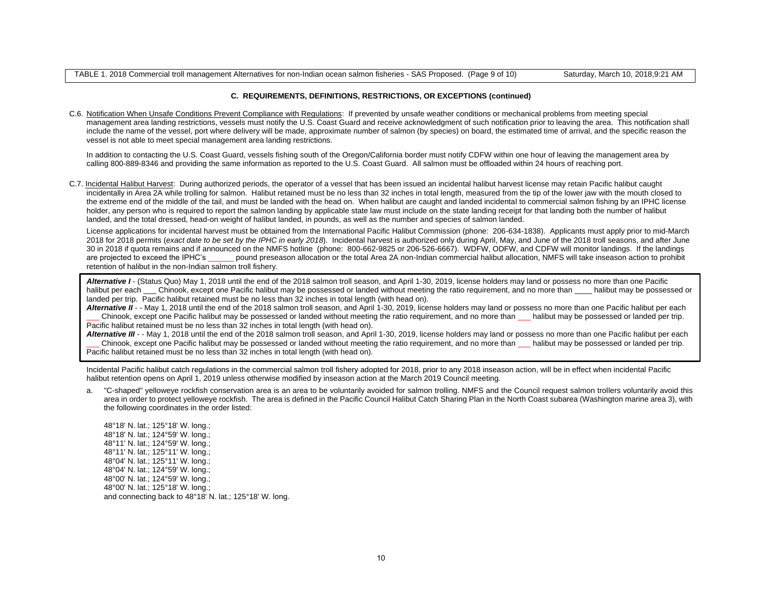**C. REQUIREMENTS, DEFINITIONS, RESTRICTIONS, OR EXCEPTIONS (continued)**

C.6. Notification When Unsafe Conditions Prevent Compliance with Regulations: If prevented by unsafe weather conditions or mechanical problems from meeting special management area landing restrictions, vessels must notify the U.S. Coast Guard and receive acknowledgment of such notification prior to leaving the area. This notification shall include the name of the vessel, port where delivery will be made, approximate number of salmon (by species) on board, the estimated time of arrival, and the specific reason the vessel is not able to meet special management area landing restrictions.

In addition to contacting the U.S. Coast Guard, vessels fishing south of the Oregon/California border must notify CDFW within one hour of leaving the management area by calling 800-889-8346 and providing the same information as reported to the U.S. Coast Guard. All salmon must be offloaded within 24 hours of reaching port.

C.7. Incidental Halibut Harvest: During authorized periods, the operator of a vessel that has been issued an incidental halibut harvest license may retain Pacific halibut caught incidentally in Area 2A while trolling for salmon. Halibut retained must be no less than 32 inches in total length, measured from the tip of the lower jaw with the mouth closed to the extreme end of the middle of the tail, and must be landed with the head on. When halibut are caught and landed incidental to commercial salmon fishing by an IPHC license holder, any person who is required to report the salmon landing by applicable state law must include on the state landing receipt for that landing both the number of halibut landed, and the total dressed, head-on weight of halibut landed, in pounds, as well as the number and species of salmon landed.

License applications for incidental harvest must be obtained from the International Pacific Halibut Commission (phone: 206-634-1838). Applicants must apply prior to mid-March 2018 for 2018 permits (*exact date to be set by the IPHC in early 2018*). Incidental harvest is authorized only during April, May, and June of the 2018 troll seasons, and after June 30 in 2018 if quota remains and if announced on the NMFS hotline (phone: 800-662-9825 or 206-526-6667). WDFW, ODFW, and CDFW will monitor landings. If the landings are projected to exceed the IPHC's ______ pound preseason allocation or the total Area 2A non-Indian commercial halibut allocation, NMFS will take inseason action to prohibit retention of halibut in the non-Indian salmon troll fishery.

***Alternative I*** - (Status Quo) May 1, 2018 until the end of the 2018 salmon troll season, and April 1-30, 2019, license holders may land or possess no more than one Pacific halibut per each ___ Chinook, except one Pacific halibut may be possessed or landed without meeting the ratio requirement, and no more than ____ halibut may be possessed or landed per trip. Pacific halibut retained must be no less than 32 inches in total length (with head on).
***Alternative II*** - - May 1, 2018 until the end of the 2018 salmon troll season, and April 1-30, 2019, license holders may land or possess no more than one Pacific halibut per each ___ Chinook, except one Pacific halibut may be possessed or landed without meeting the ratio requirement, and no more than ___ halibut may be possessed or landed per trip. Pacific halibut retained must be no less than 32 inches in total length (with head on).
***Alternative III*** - - May 1, 2018 until the end of the 2018 salmon troll season, and April 1-30, 2019, license holders may land or possess no more than one Pacific halibut per each ___ Chinook, except one Pacific halibut may be possessed or landed without meeting the ratio requirement, and no more than ___ halibut may be possessed or landed per trip. Pacific halibut retained must be no less than 32 inches in total length (with head on).

Incidental Pacific halibut catch regulations in the commercial salmon troll fishery adopted for 2018, prior to any 2018 inseason action, will be in effect when incidental Pacific halibut retention opens on April 1, 2019 unless otherwise modified by inseason action at the March 2019 Council meeting.

a. "C-shaped" yelloweye rockfish conservation area is an area to be voluntarily avoided for salmon trolling. NMFS and the Council request salmon trollers voluntarily avoid this area in order to protect yelloweye rockfish. The area is defined in the Pacific Council Halibut Catch Sharing Plan in the North Coast subarea (Washington marine area 3), with the following coordinates in the order listed:

48°18' N. lat.; 125°18' W. long.;
48°18' N. lat.; 124°59' W. long.;
48°11' N. lat.; 124°59' W. long.;
48°11' N. lat.; 125°11' W. long.;
48°04' N. lat.; 125°11' W. long.;
48°04' N. lat.; 124°59' W. long.;
48°00' N. lat.; 124°59' W. long.;
48°00' N. lat.; 125°18' W. long.;
and connecting back to 48°18' N. lat.; 125°18' W. long.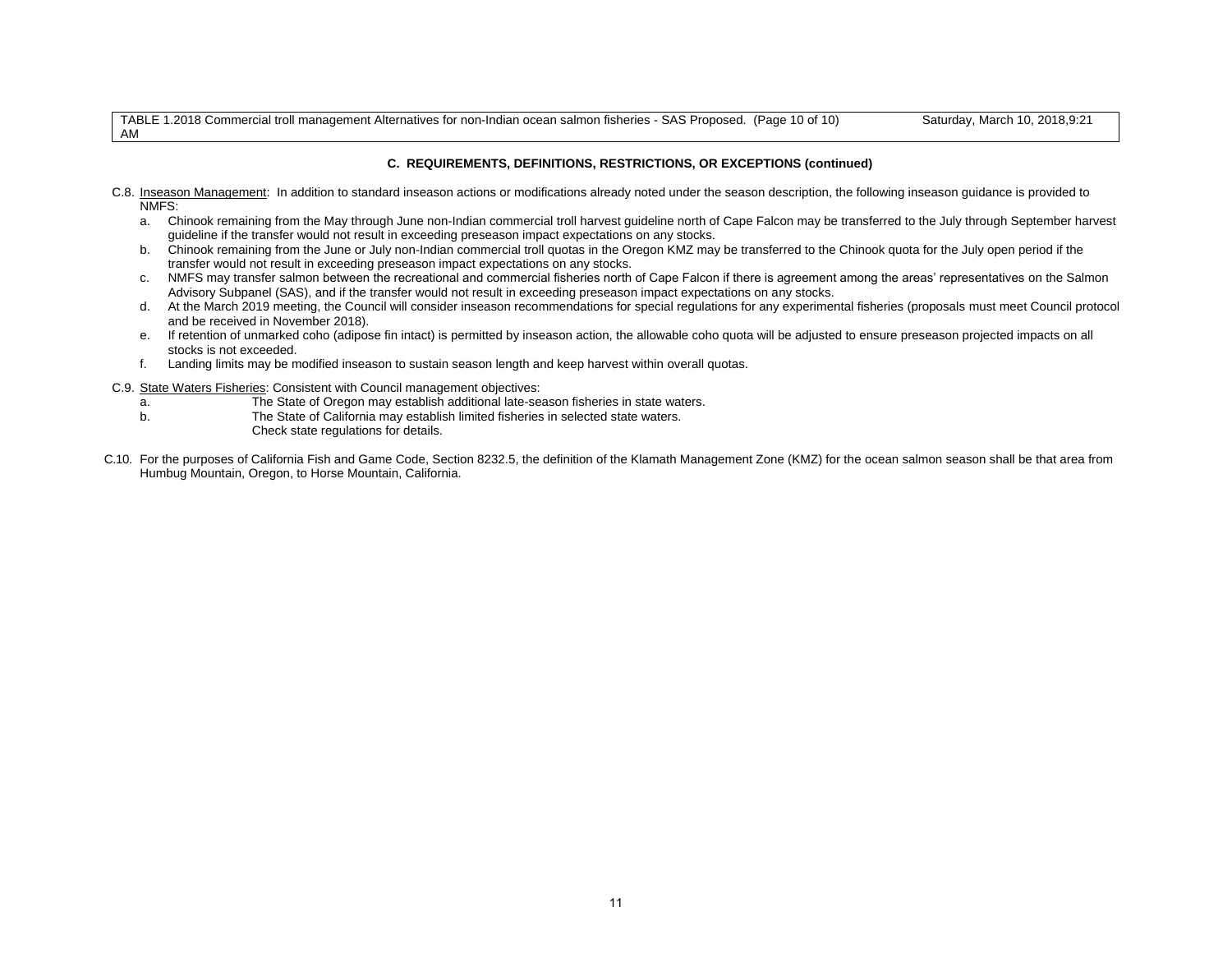### C. REQUIREMENTS, DEFINITIONS, RESTRICTIONS, OR EXCEPTIONS (continued)

C.8. Inseason Management: In addition to standard inseason actions or modifications already noted under the season description, the following inseason guidance is provided to NMFS:

a. Chinook remaining from the May through June non-Indian commercial troll harvest guideline north of Cape Falcon may be transferred to the July through September harvest guideline if the transfer would not result in exceeding preseason impact expectations on any stocks.
b. Chinook remaining from the June or July non-Indian commercial troll quotas in the Oregon KMZ may be transferred to the Chinook quota for the July open period if the transfer would not result in exceeding preseason impact expectations on any stocks.
c. NMFS may transfer salmon between the recreational and commercial fisheries north of Cape Falcon if there is agreement among the areas' representatives on the Salmon Advisory Subpanel (SAS), and if the transfer would not result in exceeding preseason impact expectations on any stocks.
d. At the March 2019 meeting, the Council will consider inseason recommendations for special regulations for any experimental fisheries (proposals must meet Council protocol and be received in November 2018).
e. If retention of unmarked coho (adipose fin intact) is permitted by inseason action, the allowable coho quota will be adjusted to ensure preseason projected impacts on all stocks is not exceeded.
f. Landing limits may be modified inseason to sustain season length and keep harvest within overall quotas.

C.9. State Waters Fisheries: Consistent with Council management objectives:

a. The State of Oregon may establish additional late-season fisheries in state waters.
b. The State of California may establish limited fisheries in selected state waters.
Check state regulations for details.

C.10. For the purposes of California Fish and Game Code, Section 8232.5, the definition of the Klamath Management Zone (KMZ) for the ocean salmon season shall be that area from Humbug Mountain, Oregon, to Horse Mountain, California.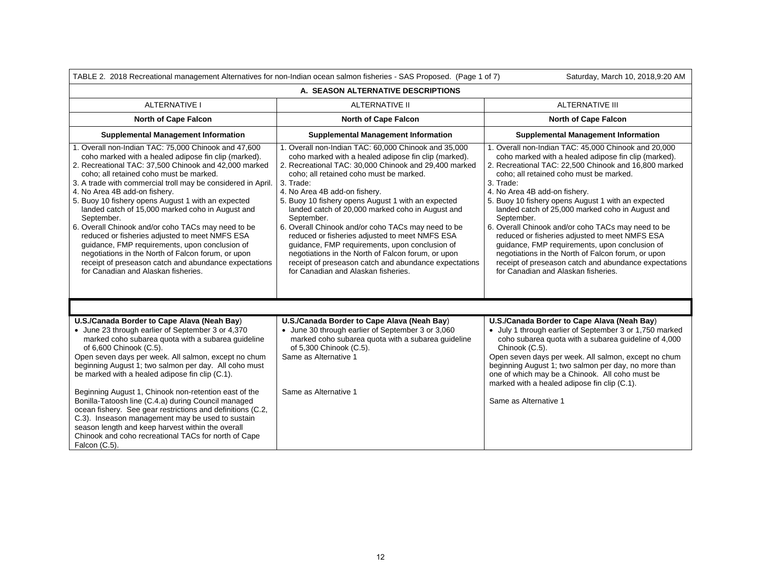TABLE 2. 2018 Recreational management Alternatives for non-Indian ocean salmon fisheries - SAS Proposed. (Page 1 of 7) Saturday, March 10, 2018,9:20 AM

## A. SEASON ALTERNATIVE DESCRIPTIONS

| ALTERNATIVE I | ALTERNATIVE II | ALTERNATIVE III |
|---|---|---|
| **North of Cape Falcon** | **North of Cape Falcon** | **North of Cape Falcon** |
| **Supplemental Management Information** | **Supplemental Management Information** | **Supplemental Management Information** |
| 1. Overall non-Indian TAC: 75,000 Chinook and 47,600 coho marked with a healed adipose fin clip (marked).<br>2. Recreational TAC: 37,500 Chinook and 42,000 marked coho; all retained coho must be marked.<br>3. A trade with commercial troll may be considered in April.<br>4. No Area 4B add-on fishery.<br>5. Buoy 10 fishery opens August 1 with an expected landed catch of 15,000 marked coho in August and September.<br>6. Overall Chinook and/or coho TACs may need to be reduced or fisheries adjusted to meet NMFS ESA guidance, FMP requirements, upon conclusion of negotiations in the North of Falcon forum, or upon receipt of preseason catch and abundance expectations for Canadian and Alaskan fisheries. | 1. Overall non-Indian TAC: 60,000 Chinook and 35,000 coho marked with a healed adipose fin clip (marked).<br>2. Recreational TAC: 30,000 Chinook and 29,400 marked coho; all retained coho must be marked.<br>3. Trade:<br>4. No Area 4B add-on fishery.<br>5. Buoy 10 fishery opens August 1 with an expected landed catch of 20,000 marked coho in August and September.<br>6. Overall Chinook and/or coho TACs may need to be reduced or fisheries adjusted to meet NMFS ESA guidance, FMP requirements, upon conclusion of negotiations in the North of Falcon forum, or upon receipt of preseason catch and abundance expectations for Canadian and Alaskan fisheries. | 1. Overall non-Indian TAC: 45,000 Chinook and 20,000 coho marked with a healed adipose fin clip (marked).<br>2. Recreational TAC: 22,500 Chinook and 16,800 marked coho; all retained coho must be marked.<br>3. Trade:<br>4. No Area 4B add-on fishery.<br>5. Buoy 10 fishery opens August 1 with an expected landed catch of 25,000 marked coho in August and September.<br>6. Overall Chinook and/or coho TACs may need to be reduced or fisheries adjusted to meet NMFS ESA guidance, FMP requirements, upon conclusion of negotiations in the North of Falcon forum, or upon receipt of preseason catch and abundance expectations for Canadian and Alaskan fisheries. |
| | | |
| **U.S./Canada Border to Cape Alava (Neah Bay)**<br>• June 23 through earlier of September 3 or 4,370 marked coho subarea quota with a subarea guideline of 6,600 Chinook (C.5).<br>Open seven days per week. All salmon, except no chum beginning August 1; two salmon per day. All coho must be marked with a healed adipose fin clip (C.1).<br><br>Beginning August 1, Chinook non-retention east of the Bonilla-Tatoosh line (C.4.a) during Council managed ocean fishery. See gear restrictions and definitions (C.2, C.3). Inseason management may be used to sustain season length and keep harvest within the overall Chinook and coho recreational TACs for north of Cape Falcon (C.5). | **U.S./Canada Border to Cape Alava (Neah Bay)**<br>• June 30 through earlier of September 3 or 3,060 marked coho subarea quota with a subarea guideline of 5,300 Chinook (C.5).<br>Same as Alternative 1<br><br>Same as Alternative 1 | **U.S./Canada Border to Cape Alava (Neah Bay)**<br>• July 1 through earlier of September 3 or 1,750 marked coho subarea quota with a subarea guideline of 4,000 Chinook (C.5).<br>Open seven days per week. All salmon, except no chum beginning August 1; two salmon per day, no more than one of which may be a Chinook. All coho must be marked with a healed adipose fin clip (C.1).<br><br>Same as Alternative 1 |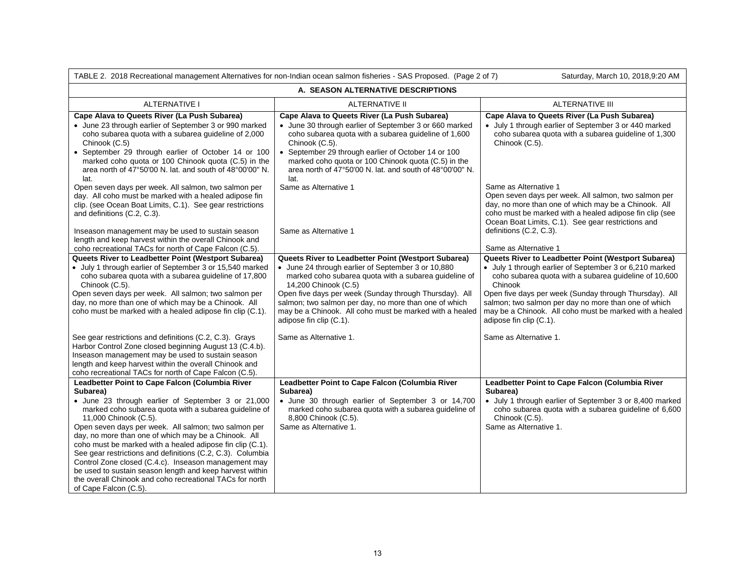TABLE 2. 2018 Recreational management Alternatives for non-Indian ocean salmon fisheries - SAS Proposed. (Page 2 of 7) Saturday, March 10, 2018,9:20 AM

**A. SEASON ALTERNATIVE DESCRIPTIONS**

| ALTERNATIVE I | ALTERNATIVE II | ALTERNATIVE III |
|---|---|---|
| **Cape Alava to Queets River (La Push Subarea)**<br>• June 23 through earlier of September 3 or 990 marked coho subarea quota with a subarea guideline of 2,000 Chinook (C.5)<br>• September 29 through earlier of October 14 or 100 marked coho quota or 100 Chinook quota (C.5) in the area north of 47°50'00 N. lat. and south of 48°00'00" N. lat. | **Cape Alava to Queets River (La Push Subarea)**<br>• June 30 through earlier of September 3 or 660 marked coho subarea quota with a subarea guideline of 1,600 Chinook (C.5).<br>• September 29 through earlier of October 14 or 100 marked coho quota or 100 Chinook quota (C.5) in the area north of 47°50'00 N. lat. and south of 48°00'00" N. lat. | **Cape Alava to Queets River (La Push Subarea)**<br>• July 1 through earlier of September 3 or 440 marked coho subarea quota with a subarea guideline of 1,300 Chinook (C.5). |
| Open seven days per week. All salmon, two salmon per day. All coho must be marked with a healed adipose fin clip. (see Ocean Boat Limits, C.1). See gear restrictions and definitions (C.2, C.3). | Same as Alternative 1 | Same as Alternative 1<br>Open seven days per week. All salmon, two salmon per day, no more than one of which may be a Chinook. All coho must be marked with a healed adipose fin clip (see Ocean Boat Limits, C.1). See gear restrictions and definitions (C.2, C.3). |
| Inseason management may be used to sustain season length and keep harvest within the overall Chinook and coho recreational TACs for north of Cape Falcon (C.5). | Same as Alternative 1 | Same as Alternative 1 |
| **Queets River to Leadbetter Point (Westport Subarea)**<br>• July 1 through earlier of September 3 or 15,540 marked coho subarea quota with a subarea guideline of 17,800 Chinook (C.5).<br>Open seven days per week. All salmon; two salmon per day, no more than one of which may be a Chinook. All coho must be marked with a healed adipose fin clip (C.1). | **Queets River to Leadbetter Point (Westport Subarea)**<br>• June 24 through earlier of September 3 or 10,880 marked coho subarea quota with a subarea guideline of 14,200 Chinook (C.5)<br>Open five days per week (Sunday through Thursday). All salmon; two salmon per day, no more than one of which may be a Chinook. All coho must be marked with a healed adipose fin clip (C.1). | **Queets River to Leadbetter Point (Westport Subarea)**<br>• July 1 through earlier of September 3 or 6,210 marked coho subarea quota with a subarea guideline of 10,600 Chinook<br>Open five days per week (Sunday through Thursday). All salmon; two salmon per day no more than one of which may be a Chinook. All coho must be marked with a healed adipose fin clip (C.1). |
| See gear restrictions and definitions (C.2, C.3). Grays Harbor Control Zone closed beginning August 13 (C.4.b). Inseason management may be used to sustain season length and keep harvest within the overall Chinook and coho recreational TACs for north of Cape Falcon (C.5). | Same as Alternative 1. | Same as Alternative 1. |
| **Leadbetter Point to Cape Falcon (Columbia River Subarea)**<br>• June 23 through earlier of September 3 or 21,000 marked coho subarea quota with a subarea guideline of 11,000 Chinook (C.5).<br>Open seven days per week. All salmon; two salmon per day, no more than one of which may be a Chinook. All coho must be marked with a healed adipose fin clip (C.1). See gear restrictions and definitions (C.2, C.3). Columbia Control Zone closed (C.4.c). Inseason management may be used to sustain season length and keep harvest within the overall Chinook and coho recreational TACs for north of Cape Falcon (C.5). | **Leadbetter Point to Cape Falcon (Columbia River Subarea)**<br>• June 30 through earlier of September 3 or 14,700 marked coho subarea quota with a subarea guideline of 8,800 Chinook (C.5).<br>Same as Alternative 1. | **Leadbetter Point to Cape Falcon (Columbia River Subarea)**<br>• July 1 through earlier of September 3 or 8,400 marked coho subarea quota with a subarea guideline of 6,600 Chinook (C.5).<br>Same as Alternative 1. |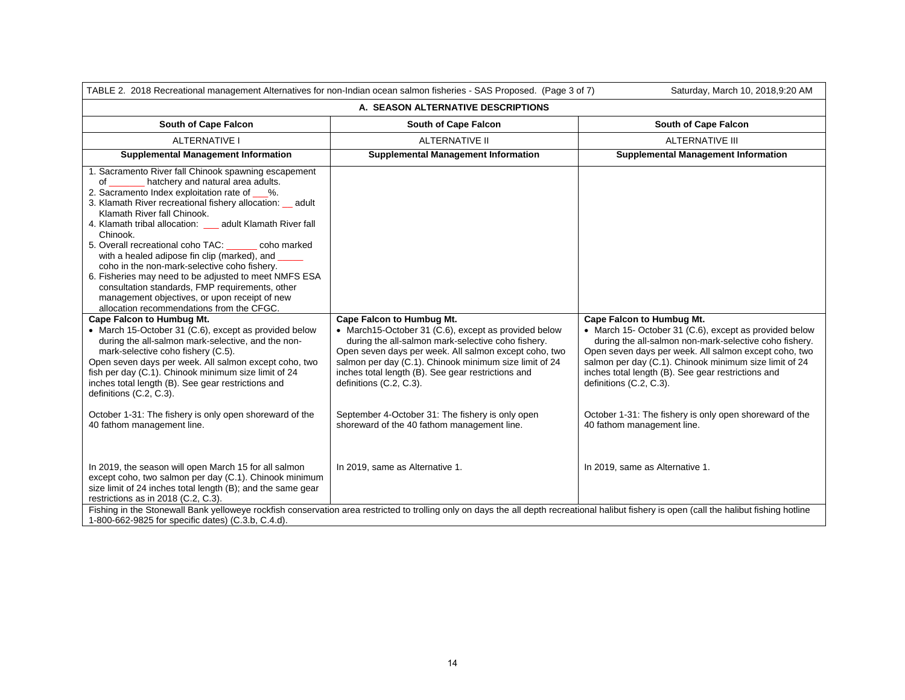TABLE 2. 2018 Recreational management Alternatives for non-Indian ocean salmon fisheries - SAS Proposed. (Page 3 of 7) Saturday, March 10, 2018,9:20 AM

| A. SEASON ALTERNATIVE DESCRIPTIONS | | |
|---|---|---|
| **South of Cape Falcon** | **South of Cape Falcon** | **South of Cape Falcon** |
| ALTERNATIVE I | ALTERNATIVE II | ALTERNATIVE III |
| **Supplemental Management Information** | **Supplemental Management Information** | **Supplemental Management Information** |
| 1. Sacramento River fall Chinook spawning escapement of _______ hatchery and natural area adults.<br>2. Sacramento Index exploitation rate of ___%.<br>3. Klamath River recreational fishery allocation: __ adult Klamath River fall Chinook.<br>4. Klamath tribal allocation: ___ adult Klamath River fall Chinook.<br>5. Overall recreational coho TAC: ______ coho marked with a healed adipose fin clip (marked), and _____ coho in the non-mark-selective coho fishery.<br>6. Fisheries may need to be adjusted to meet NMFS ESA consultation standards, FMP requirements, other management objectives, or upon receipt of new allocation recommendations from the CFGC. | | |
| **Cape Falcon to Humbug Mt.**<br>• March 15-October 31 (C.6), except as provided below during the all-salmon mark-selective, and the non-mark-selective coho fishery (C.5).<br>Open seven days per week. All salmon except coho, two fish per day (C.1). Chinook minimum size limit of 24 inches total length (B). See gear restrictions and definitions (C.2, C.3).<br><br>October 1-31: The fishery is only open shoreward of the 40 fathom management line.<br><br>In 2019, the season will open March 15 for all salmon except coho, two salmon per day (C.1). Chinook minimum size limit of 24 inches total length (B); and the same gear restrictions as in 2018 (C.2, C.3). | **Cape Falcon to Humbug Mt.**<br>• March15-October 31 (C.6), except as provided below during the all-salmon mark-selective coho fishery.<br>Open seven days per week. All salmon except coho, two salmon per day (C.1). Chinook minimum size limit of 24 inches total length (B). See gear restrictions and definitions (C.2, C.3).<br><br>September 4-October 31: The fishery is only open shoreward of the 40 fathom management line.<br><br>In 2019, same as Alternative 1. | **Cape Falcon to Humbug Mt.**<br>• March 15- October 31 (C.6), except as provided below during the all-salmon non-mark-selective coho fishery.<br>Open seven days per week. All salmon except coho, two salmon per day (C.1). Chinook minimum size limit of 24 inches total length (B). See gear restrictions and definitions (C.2, C.3).<br><br>October 1-31: The fishery is only open shoreward of the 40 fathom management line.<br><br>In 2019, same as Alternative 1. |
| Fishing in the Stonewall Bank yelloweye rockfish conservation area restricted to trolling only on days the all depth recreational halibut fishery is open (call the halibut fishing hotline 1-800-662-9825 for specific dates) (C.3.b, C.4.d). | | |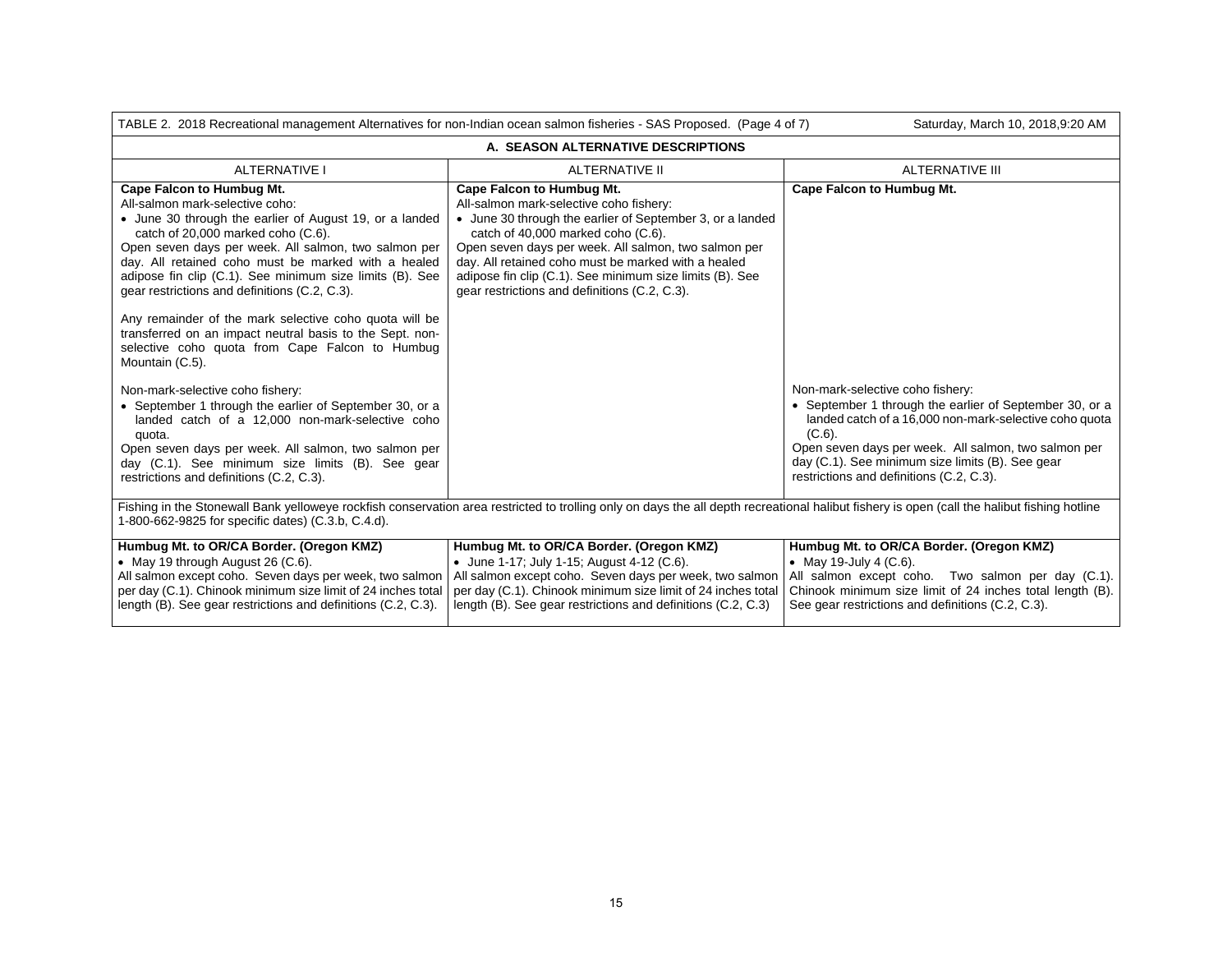TABLE 2. 2018 Recreational management Alternatives for non-Indian ocean salmon fisheries - SAS Proposed. (Page 4 of 7) Saturday, March 10, 2018,9:20 AM

| A. SEASON ALTERNATIVE DESCRIPTIONS | | |
|---|---|---|
| ALTERNATIVE I | ALTERNATIVE II | ALTERNATIVE III |
| **Cape Falcon to Humbug Mt.**<br>All-salmon mark-selective coho:<br>• June 30 through the earlier of August 19, or a landed catch of 20,000 marked coho (C.6).<br>Open seven days per week. All salmon, two salmon per day. All retained coho must be marked with a healed adipose fin clip (C.1). See minimum size limits (B). See gear restrictions and definitions (C.2, C.3).<br><br>Any remainder of the mark selective coho quota will be transferred on an impact neutral basis to the Sept. non-selective coho quota from Cape Falcon to Humbug Mountain (C.5).<br><br>Non-mark-selective coho fishery:<br>• September 1 through the earlier of September 30, or a landed catch of a 12,000 non-mark-selective coho quota.<br>Open seven days per week. All salmon, two salmon per day (C.1). See minimum size limits (B). See gear restrictions and definitions (C.2, C.3). | **Cape Falcon to Humbug Mt.**<br>All-salmon mark-selective coho fishery:<br>• June 30 through the earlier of September 3, or a landed catch of 40,000 marked coho (C.6).<br>Open seven days per week. All salmon, two salmon per day. All retained coho must be marked with a healed adipose fin clip (C.1). See minimum size limits (B). See gear restrictions and definitions (C.2, C.3). | **Cape Falcon to Humbug Mt.**<br><br>Non-mark-selective coho fishery:<br>• September 1 through the earlier of September 30, or a landed catch of a 16,000 non-mark-selective coho quota (C.6).<br>Open seven days per week. All salmon, two salmon per day (C.1). See minimum size limits (B). See gear restrictions and definitions (C.2, C.3). |
| Fishing in the Stonewall Bank yelloweye rockfish conservation area restricted to trolling only on days the all depth recreational halibut fishery is open (call the halibut fishing hotline 1-800-662-9825 for specific dates) (C.3.b, C.4.d). | | |
| **Humbug Mt. to OR/CA Border. (Oregon KMZ)**<br>• May 19 through August 26 (C.6).<br>All salmon except coho. Seven days per week, two salmon per day (C.1). Chinook minimum size limit of 24 inches total length (B). See gear restrictions and definitions (C.2, C.3). | **Humbug Mt. to OR/CA Border. (Oregon KMZ)**<br>• June 1-17; July 1-15; August 4-12 (C.6).<br>All salmon except coho. Seven days per week, two salmon per day (C.1). Chinook minimum size limit of 24 inches total length (B). See gear restrictions and definitions (C.2, C.3) | **Humbug Mt. to OR/CA Border. (Oregon KMZ)**<br>• May 19-July 4 (C.6).<br>All salmon except coho. Two salmon per day (C.1). Chinook minimum size limit of 24 inches total length (B). See gear restrictions and definitions (C.2, C.3). |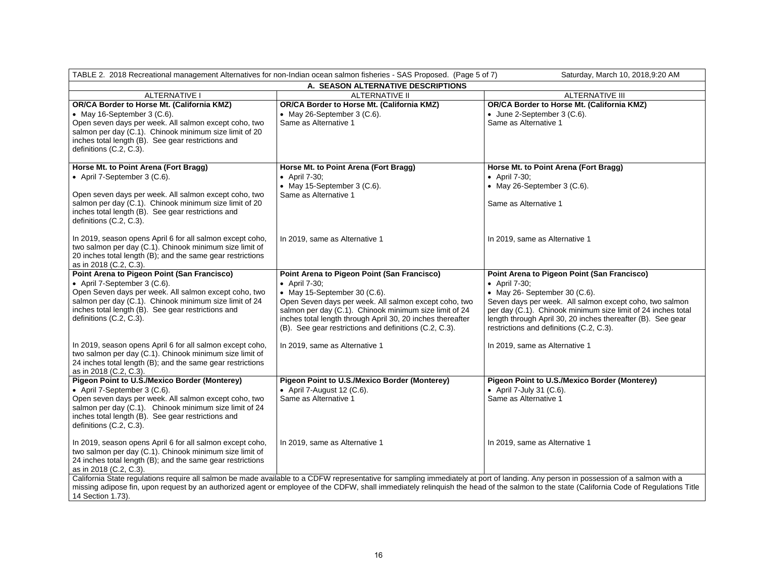| TABLE 2. 2018 Recreational management Alternatives for non-Indian ocean salmon fisheries - SAS Proposed. (Page 5 of 7) Saturday, March 10, 2018,9:20 AM | | |
|---|---|---|
| **A. SEASON ALTERNATIVE DESCRIPTIONS** | | |
| ALTERNATIVE I | ALTERNATIVE II | ALTERNATIVE III |
| **OR/CA Border to Horse Mt. (California KMZ)**<br>• May 16-September 3 (C.6).<br>Open seven days per week. All salmon except coho, two salmon per day (C.1). Chinook minimum size limit of 20 inches total length (B). See gear restrictions and definitions (C.2, C.3). | **OR/CA Border to Horse Mt. (California KMZ)**<br>• May 26-September 3 (C.6).<br>Same as Alternative 1 | **OR/CA Border to Horse Mt. (California KMZ)**<br>• June 2-September 3 (C.6).<br>Same as Alternative 1 |
| **Horse Mt. to Point Arena (Fort Bragg)**<br>• April 7-September 3 (C.6).<br><br>Open seven days per week. All salmon except coho, two salmon per day (C.1). Chinook minimum size limit of 20 inches total length (B). See gear restrictions and definitions (C.2, C.3).<br><br>In 2019, season opens April 6 for all salmon except coho, two salmon per day (C.1). Chinook minimum size limit of 20 inches total length (B); and the same gear restrictions as in 2018 (C.2, C.3). | **Horse Mt. to Point Arena (Fort Bragg)**<br>• April 7-30;<br>• May 15-September 3 (C.6).<br>Same as Alternative 1<br><br>In 2019, same as Alternative 1 | **Horse Mt. to Point Arena (Fort Bragg)**<br>• April 7-30;<br>• May 26-September 3 (C.6).<br><br>Same as Alternative 1<br><br>In 2019, same as Alternative 1 |
| **Point Arena to Pigeon Point (San Francisco)**<br>• April 7-September 3 (C.6).<br>Open Seven days per week. All salmon except coho, two salmon per day (C.1). Chinook minimum size limit of 24 inches total length (B). See gear restrictions and definitions (C.2, C.3).<br><br>In 2019, season opens April 6 for all salmon except coho, two salmon per day (C.1). Chinook minimum size limit of 24 inches total length (B); and the same gear restrictions as in 2018 (C.2, C.3). | **Point Arena to Pigeon Point (San Francisco)**<br>• April 7-30;<br>• May 15-September 30 (C.6).<br>Open Seven days per week. All salmon except coho, two salmon per day (C.1). Chinook minimum size limit of 24 inches total length through April 30, 20 inches thereafter (B). See gear restrictions and definitions (C.2, C.3).<br><br>In 2019, same as Alternative 1 | **Point Arena to Pigeon Point (San Francisco)**<br>• April 7-30;<br>• May 26- September 30 (C.6).<br>Seven days per week. All salmon except coho, two salmon per day (C.1). Chinook minimum size limit of 24 inches total length through April 30, 20 inches thereafter (B). See gear restrictions and definitions (C.2, C.3).<br><br>In 2019, same as Alternative 1 |
| **Pigeon Point to U.S./Mexico Border (Monterey)**<br>• April 7-September 3 (C.6).<br>Open seven days per week. All salmon except coho, two salmon per day (C.1). Chinook minimum size limit of 24 inches total length (B). See gear restrictions and definitions (C.2, C.3).<br><br>In 2019, season opens April 6 for all salmon except coho, two salmon per day (C.1). Chinook minimum size limit of 24 inches total length (B); and the same gear restrictions as in 2018 (C.2, C.3). | **Pigeon Point to U.S./Mexico Border (Monterey)**<br>• April 7-August 12 (C.6).<br>Same as Alternative 1<br><br>In 2019, same as Alternative 1 | **Pigeon Point to U.S./Mexico Border (Monterey)**<br>• April 7-July 31 (C.6).<br>Same as Alternative 1<br><br>In 2019, same as Alternative 1 |
| California State regulations require all salmon be made available to a CDFW representative for sampling immediately at port of landing. Any person in possession of a salmon with a missing adipose fin, upon request by an authorized agent or employee of the CDFW, shall immediately relinquish the head of the salmon to the state (California Code of Regulations Title 14 Section 1.73). | | |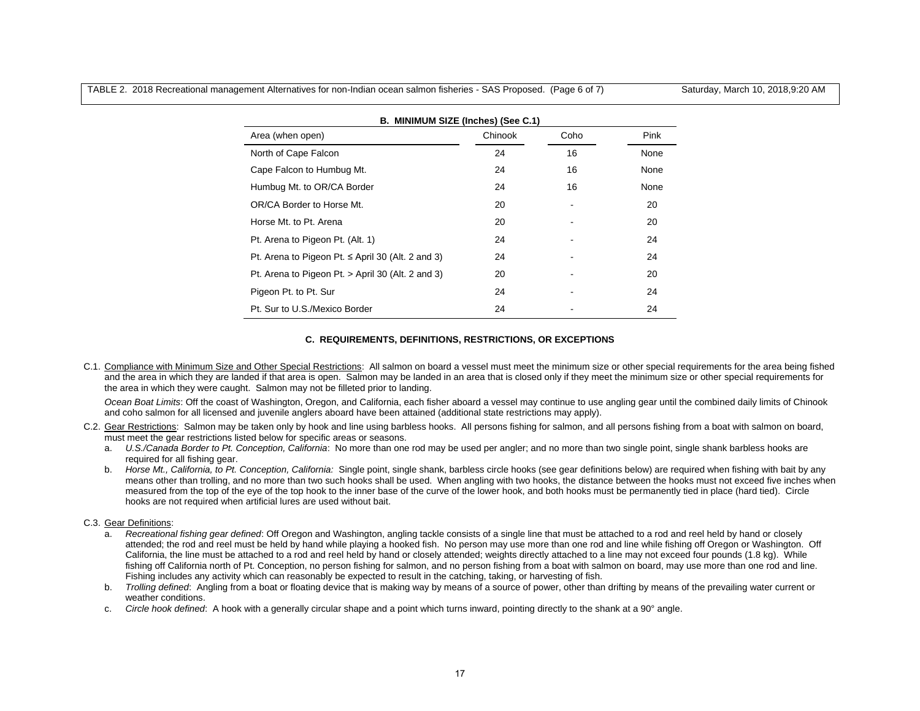TABLE 2. 2018 Recreational management Alternatives for non-Indian ocean salmon fisheries - SAS Proposed. (Page 6 of 7)

**B. MINIMUM SIZE (Inches) (See C.1)**

| Area (when open) | Chinook | Coho | Pink |
|---|---|---|---|
| North of Cape Falcon | 24 | 16 | None |
| Cape Falcon to Humbug Mt. | 24 | 16 | None |
| Humbug Mt. to OR/CA Border | 24 | 16 | None |
| OR/CA Border to Horse Mt. | 20 | - | 20 |
| Horse Mt. to Pt. Arena | 20 | - | 20 |
| Pt. Arena to Pigeon Pt. (Alt. 1) | 24 | - | 24 |
| Pt. Arena to Pigeon Pt. ≤ April 30 (Alt. 2 and 3) | 24 | - | 24 |
| Pt. Arena to Pigeon Pt. > April 30 (Alt. 2 and 3) | 20 | - | 20 |
| Pigeon Pt. to Pt. Sur | 24 | - | 24 |
| Pt. Sur to U.S./Mexico Border | 24 | - | 24 |

**C. REQUIREMENTS, DEFINITIONS, RESTRICTIONS, OR EXCEPTIONS**

C.1. Compliance with Minimum Size and Other Special Restrictions: All salmon on board a vessel must meet the minimum size or other special requirements for the area being fished and the area in which they are landed if that area is open. Salmon may be landed in an area that is closed only if they meet the minimum size or other special requirements for the area in which they were caught. Salmon may not be filleted prior to landing.

*Ocean Boat Limits*: Off the coast of Washington, Oregon, and California, each fisher aboard a vessel may continue to use angling gear until the combined daily limits of Chinook and coho salmon for all licensed and juvenile anglers aboard have been attained (additional state restrictions may apply).

C.2. Gear Restrictions: Salmon may be taken only by hook and line using barbless hooks. All persons fishing for salmon, and all persons fishing from a boat with salmon on board, must meet the gear restrictions listed below for specific areas or seasons.

a. *U.S./Canada Border to Pt. Conception, California*: No more than one rod may be used per angler; and no more than two single point, single shank barbless hooks are required for all fishing gear.

b. *Horse Mt., California, to Pt. Conception, California:* Single point, single shank, barbless circle hooks (see gear definitions below) are required when fishing with bait by any means other than trolling, and no more than two such hooks shall be used. When angling with two hooks, the distance between the hooks must not exceed five inches when measured from the top of the eye of the top hook to the inner base of the curve of the lower hook, and both hooks must be permanently tied in place (hard tied). Circle hooks are not required when artificial lures are used without bait.

C.3. Gear Definitions:

a. *Recreational fishing gear defined*: Off Oregon and Washington, angling tackle consists of a single line that must be attached to a rod and reel held by hand or closely attended; the rod and reel must be held by hand while playing a hooked fish. No person may use more than one rod and line while fishing off Oregon or Washington. Off California, the line must be attached to a rod and reel held by hand or closely attended; weights directly attached to a line may not exceed four pounds (1.8 kg). While fishing off California north of Pt. Conception, no person fishing for salmon, and no person fishing from a boat with salmon on board, may use more than one rod and line. Fishing includes any activity which can reasonably be expected to result in the catching, taking, or harvesting of fish.

b. *Trolling defined*: Angling from a boat or floating device that is making way by means of a source of power, other than drifting by means of the prevailing water current or weather conditions.

c. *Circle hook defined*: A hook with a generally circular shape and a point which turns inward, pointing directly to the shank at a 90° angle.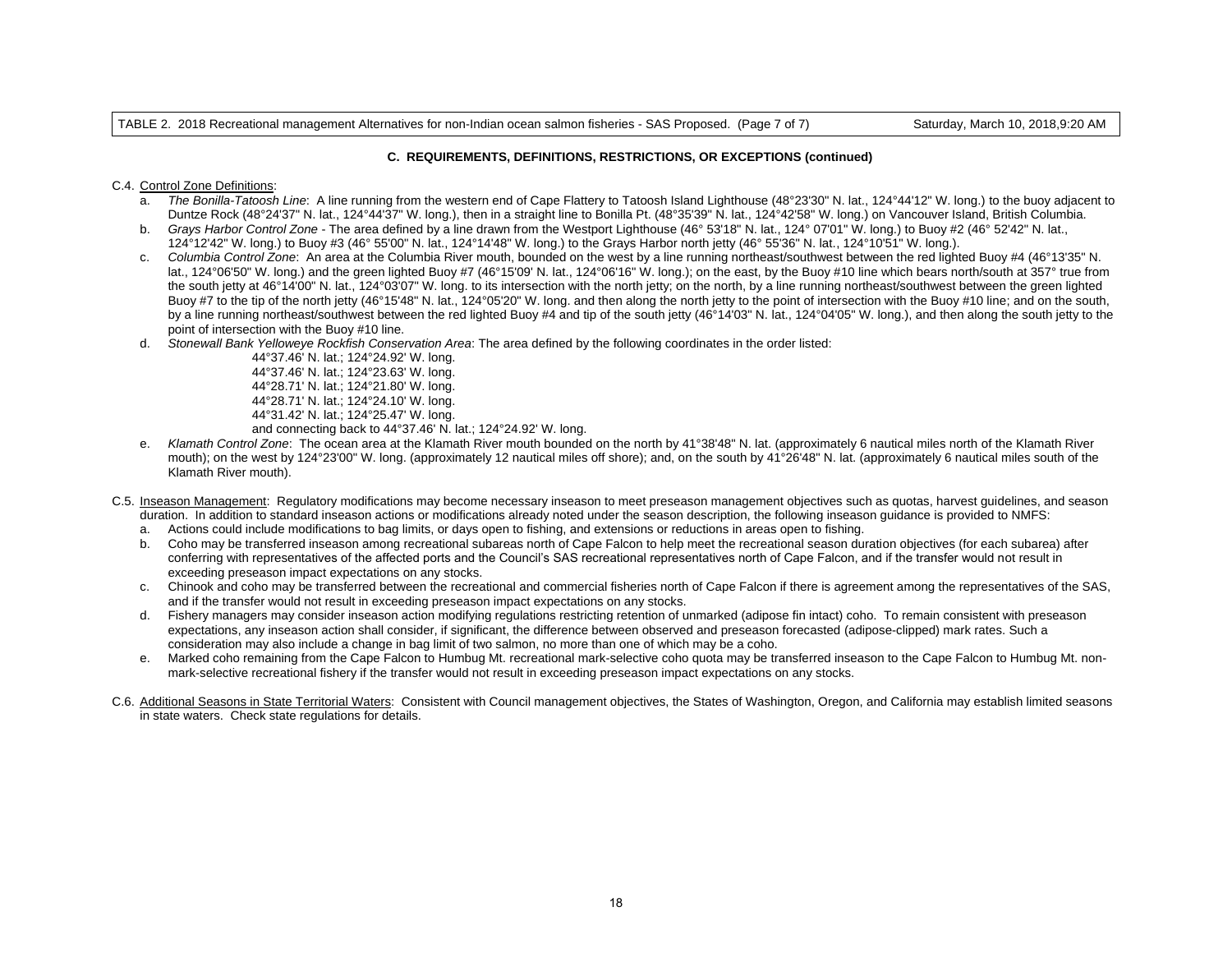### C. REQUIREMENTS, DEFINITIONS, RESTRICTIONS, OR EXCEPTIONS (continued)

C.4. Control Zone Definitions:

a. *The Bonilla-Tatoosh Line*: A line running from the western end of Cape Flattery to Tatoosh Island Lighthouse (48°23'30" N. lat., 124°44'12" W. long.) to the buoy adjacent to Duntze Rock (48°24'37" N. lat., 124°44'37" W. long.), then in a straight line to Bonilla Pt. (48°35'39" N. lat., 124°42'58" W. long.) on Vancouver Island, British Columbia.

b. *Grays Harbor Control Zone* - The area defined by a line drawn from the Westport Lighthouse (46° 53'18" N. lat., 124° 07'01" W. long.) to Buoy #2 (46° 52'42" N. lat., 124°12'42" W. long.) to Buoy #3 (46° 55'00" N. lat., 124°14'48" W. long.) to the Grays Harbor north jetty (46° 55'36" N. lat., 124°10'51" W. long.).

c. *Columbia Control Zone*: An area at the Columbia River mouth, bounded on the west by a line running northeast/southwest between the red lighted Buoy #4 (46°13'35" N. lat., 124°06'50" W. long.) and the green lighted Buoy #7 (46°15'09' N. lat., 124°06'16" W. long.); on the east, by the Buoy #10 line which bears north/south at 357° true from the south jetty at 46°14'00" N. lat., 124°03'07" W. long. to its intersection with the north jetty; on the north, by a line running northeast/southwest between the green lighted Buoy #7 to the tip of the north jetty (46°15'48" N. lat., 124°05'20" W. long. and then along the north jetty to the point of intersection with the Buoy #10 line; and on the south, by a line running northeast/southwest between the red lighted Buoy #4 and tip of the south jetty (46°14'03" N. lat., 124°04'05" W. long.), and then along the south jetty to the point of intersection with the Buoy #10 line.

d. *Stonewall Bank Yelloweye Rockfish Conservation Area*: The area defined by the following coordinates in the order listed:

44°37.46' N. lat.; 124°24.92' W. long.
44°37.46' N. lat.; 124°23.63' W. long.
44°28.71' N. lat.; 124°21.80' W. long.
44°28.71' N. lat.; 124°24.10' W. long.
44°31.42' N. lat.; 124°25.47' W. long.
and connecting back to 44°37.46' N. lat.; 124°24.92' W. long.

e. *Klamath Control Zone*: The ocean area at the Klamath River mouth bounded on the north by 41°38'48" N. lat. (approximately 6 nautical miles north of the Klamath River mouth); on the west by 124°23'00" W. long. (approximately 12 nautical miles off shore); and, on the south by 41°26'48" N. lat. (approximately 6 nautical miles south of the Klamath River mouth).

C.5. Inseason Management: Regulatory modifications may become necessary inseason to meet preseason management objectives such as quotas, harvest guidelines, and season duration. In addition to standard inseason actions or modifications already noted under the season description, the following inseason guidance is provided to NMFS:

a. Actions could include modifications to bag limits, or days open to fishing, and extensions or reductions in areas open to fishing.

b. Coho may be transferred inseason among recreational subareas north of Cape Falcon to help meet the recreational season duration objectives (for each subarea) after conferring with representatives of the affected ports and the Council's SAS recreational representatives north of Cape Falcon, and if the transfer would not result in exceeding preseason impact expectations on any stocks.

c. Chinook and coho may be transferred between the recreational and commercial fisheries north of Cape Falcon if there is agreement among the representatives of the SAS, and if the transfer would not result in exceeding preseason impact expectations on any stocks.

d. Fishery managers may consider inseason action modifying regulations restricting retention of unmarked (adipose fin intact) coho. To remain consistent with preseason expectations, any inseason action shall consider, if significant, the difference between observed and preseason forecasted (adipose-clipped) mark rates. Such a consideration may also include a change in bag limit of two salmon, no more than one of which may be a coho.

e. Marked coho remaining from the Cape Falcon to Humbug Mt. recreational mark-selective coho quota may be transferred inseason to the Cape Falcon to Humbug Mt. non-mark-selective recreational fishery if the transfer would not result in exceeding preseason impact expectations on any stocks.

C.6. Additional Seasons in State Territorial Waters: Consistent with Council management objectives, the States of Washington, Oregon, and California may establish limited seasons in state waters. Check state regulations for details.